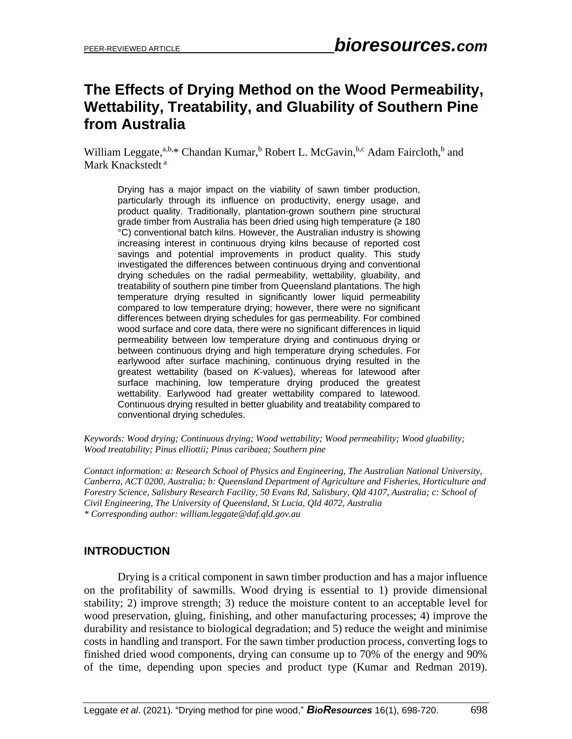# The Effects of Drying Method on the Wood Permeability, Wettability, Treatability, and Gluability of Southern Pine from Australia

William Leggate,[a,b,]* Chandan Kumar,[b] Robert L. McGavin,[b,c] Adam Faircloth,[b] and Mark Knackstedt [a]

> Drying has a major impact on the viability of sawn timber production, particularly through its influence on productivity, energy usage, and product quality. Traditionally, plantation-grown southern pine structural grade timber from Australia has been dried using high temperature (≥ 180 °C) conventional batch kilns. However, the Australian industry is showing increasing interest in continuous drying kilns because of reported cost savings and potential improvements in product quality. This study investigated the differences between continuous drying and conventional drying schedules on the radial permeability, wettability, gluability, and treatability of southern pine timber from Queensland plantations. The high temperature drying resulted in significantly lower liquid permeability compared to low temperature drying; however, there were no significant differences between drying schedules for gas permeability. For combined wood surface and core data, there were no significant differences in liquid permeability between low temperature drying and continuous drying or between continuous drying and high temperature drying schedules. For earlywood after surface machining, continuous drying resulted in the greatest wettability (based on *K*-values), whereas for latewood after surface machining, low temperature drying produced the greatest wettability. Earlywood had greater wettability compared to latewood. Continuous drying resulted in better gluability and treatability compared to conventional drying schedules.

*Keywords: Wood drying; Continuous drying; Wood wettability; Wood permeability; Wood gluability; Wood treatability; Pinus elliottii; Pinus caribaea; Southern pine*

*Contact information: a: Research School of Physics and Engineering, The Australian National University, Canberra, ACT 0200, Australia; b: Queensland Department of Agriculture and Fisheries, Horticulture and Forestry Science, Salisbury Research Facility, 50 Evans Rd, Salisbury, Qld 4107, Australia; c: School of Civil Engineering, The University of Queensland, St Lucia, Qld 4072, Australia*
*\* Corresponding author: william.leggate@daf.qld.gov.au*

## INTRODUCTION

Drying is a critical component in sawn timber production and has a major influence on the profitability of sawmills. Wood drying is essential to 1) provide dimensional stability; 2) improve strength; 3) reduce the moisture content to an acceptable level for wood preservation, gluing, finishing, and other manufacturing processes; 4) improve the durability and resistance to biological degradation; and 5) reduce the weight and minimise costs in handling and transport. For the sawn timber production process, converting logs to finished dried wood components, drying can consume up to 70% of the energy and 90% of the time, depending upon species and product type (Kumar and Redman 2019).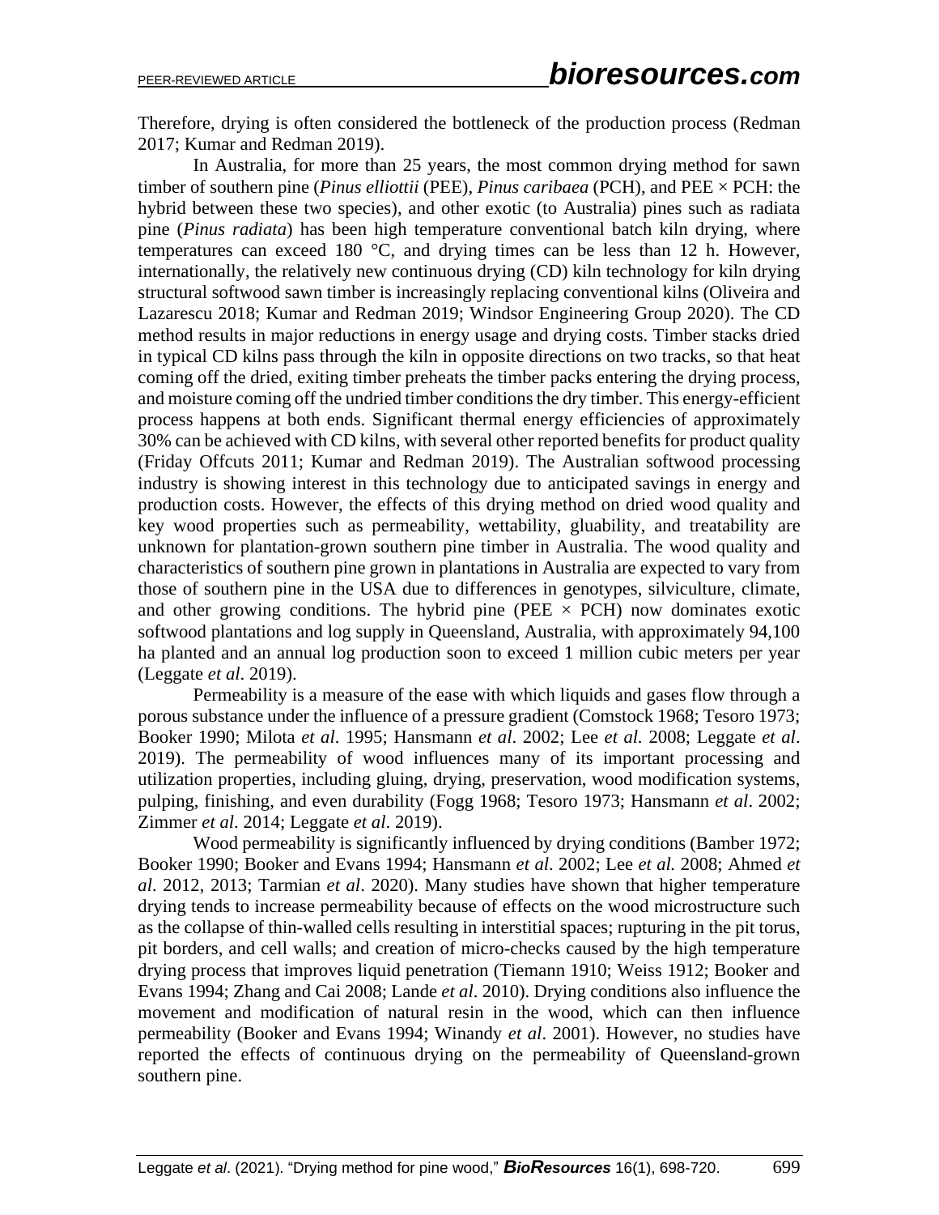Therefore, drying is often considered the bottleneck of the production process (Redman 2017; Kumar and Redman 2019).

In Australia, for more than 25 years, the most common drying method for sawn timber of southern pine (*Pinus elliottii* (PEE), *Pinus caribaea* (PCH), and PEE × PCH: the hybrid between these two species), and other exotic (to Australia) pines such as radiata pine (*Pinus radiata*) has been high temperature conventional batch kiln drying, where temperatures can exceed 180 °C, and drying times can be less than 12 h. However, internationally, the relatively new continuous drying (CD) kiln technology for kiln drying structural softwood sawn timber is increasingly replacing conventional kilns (Oliveira and Lazarescu 2018; Kumar and Redman 2019; Windsor Engineering Group 2020). The CD method results in major reductions in energy usage and drying costs. Timber stacks dried in typical CD kilns pass through the kiln in opposite directions on two tracks, so that heat coming off the dried, exiting timber preheats the timber packs entering the drying process, and moisture coming off the undried timber conditions the dry timber. This energy-efficient process happens at both ends. Significant thermal energy efficiencies of approximately 30% can be achieved with CD kilns, with several other reported benefits for product quality (Friday Offcuts 2011; Kumar and Redman 2019). The Australian softwood processing industry is showing interest in this technology due to anticipated savings in energy and production costs. However, the effects of this drying method on dried wood quality and key wood properties such as permeability, wettability, gluability, and treatability are unknown for plantation-grown southern pine timber in Australia. The wood quality and characteristics of southern pine grown in plantations in Australia are expected to vary from those of southern pine in the USA due to differences in genotypes, silviculture, climate, and other growing conditions. The hybrid pine (PEE × PCH) now dominates exotic softwood plantations and log supply in Queensland, Australia, with approximately 94,100 ha planted and an annual log production soon to exceed 1 million cubic meters per year (Leggate *et al*. 2019).

Permeability is a measure of the ease with which liquids and gases flow through a porous substance under the influence of a pressure gradient (Comstock 1968; Tesoro 1973; Booker 1990; Milota *et al*. 1995; Hansmann *et al*. 2002; Lee *et al.* 2008; Leggate *et al*. 2019). The permeability of wood influences many of its important processing and utilization properties, including gluing, drying, preservation, wood modification systems, pulping, finishing, and even durability (Fogg 1968; Tesoro 1973; Hansmann *et al*. 2002; Zimmer *et al*. 2014; Leggate *et al*. 2019).

Wood permeability is significantly influenced by drying conditions (Bamber 1972; Booker 1990; Booker and Evans 1994; Hansmann *et al*. 2002; Lee *et al.* 2008; Ahmed *et al*. 2012, 2013; Tarmian *et al*. 2020). Many studies have shown that higher temperature drying tends to increase permeability because of effects on the wood microstructure such as the collapse of thin-walled cells resulting in interstitial spaces; rupturing in the pit torus, pit borders, and cell walls; and creation of micro-checks caused by the high temperature drying process that improves liquid penetration (Tiemann 1910; Weiss 1912; Booker and Evans 1994; Zhang and Cai 2008; Lande *et al*. 2010). Drying conditions also influence the movement and modification of natural resin in the wood, which can then influence permeability (Booker and Evans 1994; Winandy *et al*. 2001). However, no studies have reported the effects of continuous drying on the permeability of Queensland-grown southern pine.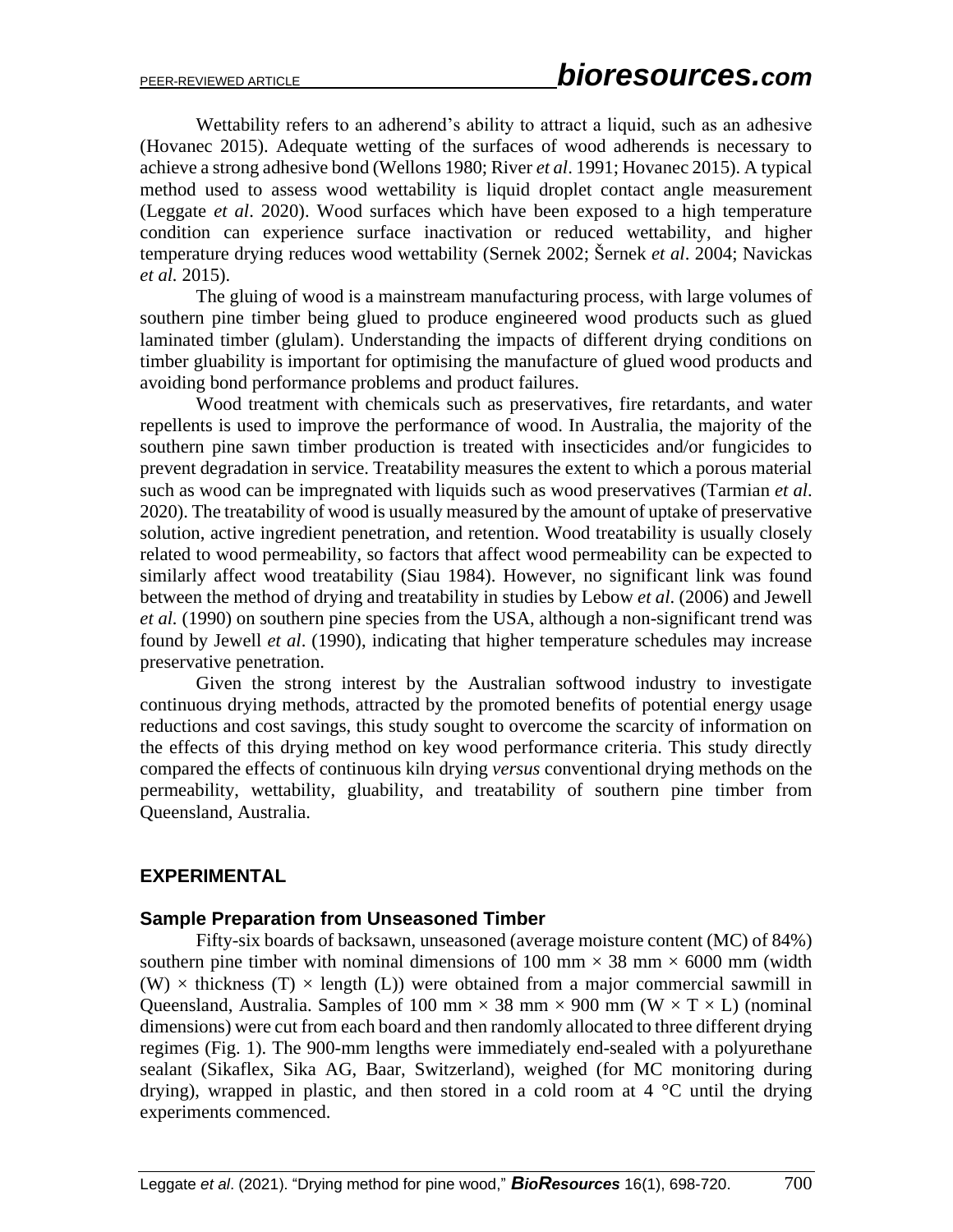Wettability refers to an adherend's ability to attract a liquid, such as an adhesive (Hovanec 2015). Adequate wetting of the surfaces of wood adherends is necessary to achieve a strong adhesive bond (Wellons 1980; River *et al*. 1991; Hovanec 2015). A typical method used to assess wood wettability is liquid droplet contact angle measurement (Leggate *et al*. 2020). Wood surfaces which have been exposed to a high temperature condition can experience surface inactivation or reduced wettability, and higher temperature drying reduces wood wettability (Sernek 2002; Šernek *et al*. 2004; Navickas *et al.* 2015).

The gluing of wood is a mainstream manufacturing process, with large volumes of southern pine timber being glued to produce engineered wood products such as glued laminated timber (glulam). Understanding the impacts of different drying conditions on timber gluability is important for optimising the manufacture of glued wood products and avoiding bond performance problems and product failures.

Wood treatment with chemicals such as preservatives, fire retardants, and water repellents is used to improve the performance of wood. In Australia, the majority of the southern pine sawn timber production is treated with insecticides and/or fungicides to prevent degradation in service. Treatability measures the extent to which a porous material such as wood can be impregnated with liquids such as wood preservatives (Tarmian *et al*. 2020). The treatability of wood is usually measured by the amount of uptake of preservative solution, active ingredient penetration, and retention. Wood treatability is usually closely related to wood permeability, so factors that affect wood permeability can be expected to similarly affect wood treatability (Siau 1984). However, no significant link was found between the method of drying and treatability in studies by Lebow *et al*. (2006) and Jewell *et al.* (1990) on southern pine species from the USA, although a non-significant trend was found by Jewell *et al*. (1990), indicating that higher temperature schedules may increase preservative penetration.

Given the strong interest by the Australian softwood industry to investigate continuous drying methods, attracted by the promoted benefits of potential energy usage reductions and cost savings, this study sought to overcome the scarcity of information on the effects of this drying method on key wood performance criteria. This study directly compared the effects of continuous kiln drying *versus* conventional drying methods on the permeability, wettability, gluability, and treatability of southern pine timber from Queensland, Australia.

## EXPERIMENTAL

### Sample Preparation from Unseasoned Timber

Fifty-six boards of backsawn, unseasoned (average moisture content (MC) of 84%) southern pine timber with nominal dimensions of 100 mm × 38 mm × 6000 mm (width (W) × thickness (T) × length (L)) were obtained from a major commercial sawmill in Queensland, Australia. Samples of 100 mm × 38 mm × 900 mm (W × T × L) (nominal dimensions) were cut from each board and then randomly allocated to three different drying regimes (Fig. 1). The 900-mm lengths were immediately end-sealed with a polyurethane sealant (Sikaflex, Sika AG, Baar, Switzerland), weighed (for MC monitoring during drying), wrapped in plastic, and then stored in a cold room at 4 °C until the drying experiments commenced.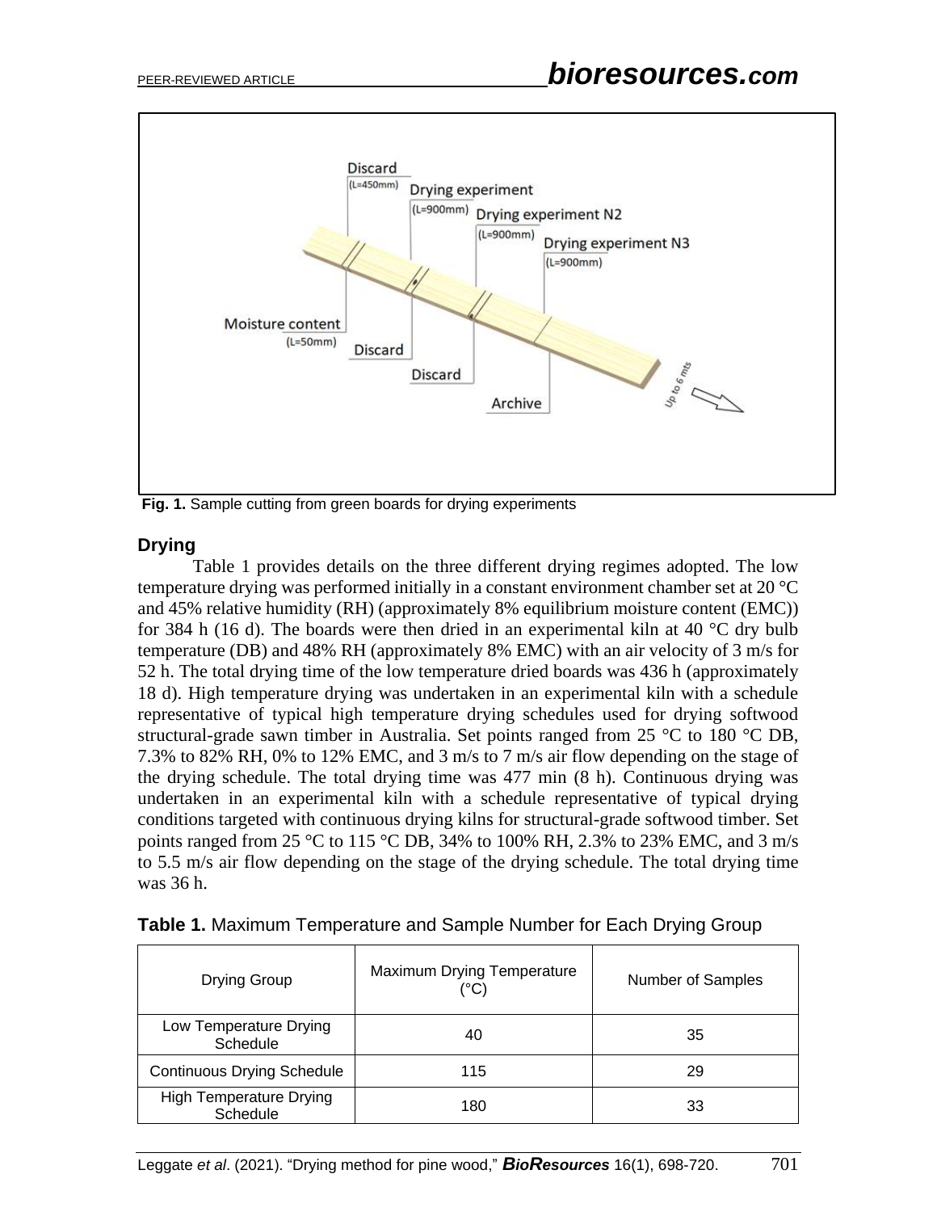Fig. 1. Sample cutting from green boards for drying experiments

## Drying

Table 1 provides details on the three different drying regimes adopted. The low temperature drying was performed initially in a constant environment chamber set at 20 °C and 45% relative humidity (RH) (approximately 8% equilibrium moisture content (EMC)) for 384 h (16 d). The boards were then dried in an experimental kiln at 40 °C dry bulb temperature (DB) and 48% RH (approximately 8% EMC) with an air velocity of 3 m/s for 52 h. The total drying time of the low temperature dried boards was 436 h (approximately 18 d). High temperature drying was undertaken in an experimental kiln with a schedule representative of typical high temperature drying schedules used for drying softwood structural-grade sawn timber in Australia. Set points ranged from 25 °C to 180 °C DB, 7.3% to 82% RH, 0% to 12% EMC, and 3 m/s to 7 m/s air flow depending on the stage of the drying schedule. The total drying time was 477 min (8 h). Continuous drying was undertaken in an experimental kiln with a schedule representative of typical drying conditions targeted with continuous drying kilns for structural-grade softwood timber. Set points ranged from 25 °C to 115 °C DB, 34% to 100% RH, 2.3% to 23% EMC, and 3 m/s to 5.5 m/s air flow depending on the stage of the drying schedule. The total drying time was 36 h.

**Table 1.** Maximum Temperature and Sample Number for Each Drying Group

| Drying Group | Maximum Drying Temperature (°C) | Number of Samples |
|---|---|---|
| Low Temperature Drying Schedule | 40 | 35 |
| Continuous Drying Schedule | 115 | 29 |
| High Temperature Drying Schedule | 180 | 33 |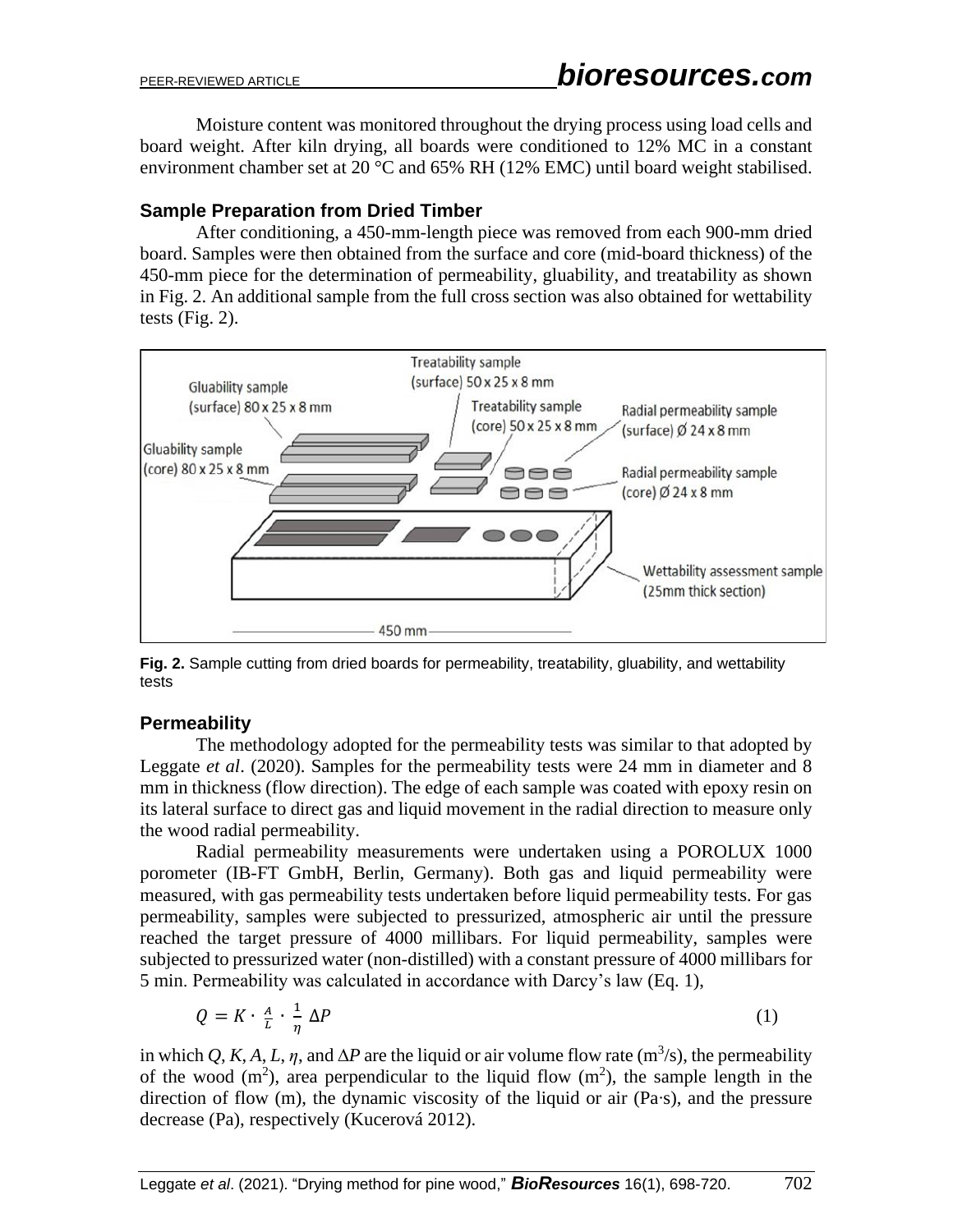Moisture content was monitored throughout the drying process using load cells and board weight. After kiln drying, all boards were conditioned to 12% MC in a constant environment chamber set at 20 °C and 65% RH (12% EMC) until board weight stabilised.

### Sample Preparation from Dried Timber

After conditioning, a 450-mm-length piece was removed from each 900-mm dried board. Samples were then obtained from the surface and core (mid-board thickness) of the 450-mm piece for the determination of permeability, gluability, and treatability as shown in Fig. 2. An additional sample from the full cross section was also obtained for wettability tests (Fig. 2).

**Fig. 2.** Sample cutting from dried boards for permeability, treatability, gluability, and wettability tests

### Permeability

The methodology adopted for the permeability tests was similar to that adopted by Leggate *et al*. (2020). Samples for the permeability tests were 24 mm in diameter and 8 mm in thickness (flow direction). The edge of each sample was coated with epoxy resin on its lateral surface to direct gas and liquid movement in the radial direction to measure only the wood radial permeability.

Radial permeability measurements were undertaken using a POROLUX 1000 porometer (IB-FT GmbH, Berlin, Germany). Both gas and liquid permeability were measured, with gas permeability tests undertaken before liquid permeability tests. For gas permeability, samples were subjected to pressurized, atmospheric air until the pressure reached the target pressure of 4000 millibars. For liquid permeability, samples were subjected to pressurized water (non-distilled) with a constant pressure of 4000 millibars for 5 min. Permeability was calculated in accordance with Darcy's law (Eq. 1),

$$Q = K \cdot \frac{A}{L} \cdot \frac{1}{\eta} \Delta P \tag{1}$$

in which $Q$, $K$, $A$, $L$, $\eta$, and $\Delta P$ are the liquid or air volume flow rate ($m^3/s$), the permeability of the wood ($m^2$), area perpendicular to the liquid flow ($m^2$), the sample length in the direction of flow (m), the dynamic viscosity of the liquid or air (Pa·s), and the pressure decrease (Pa), respectively (Kucerová 2012).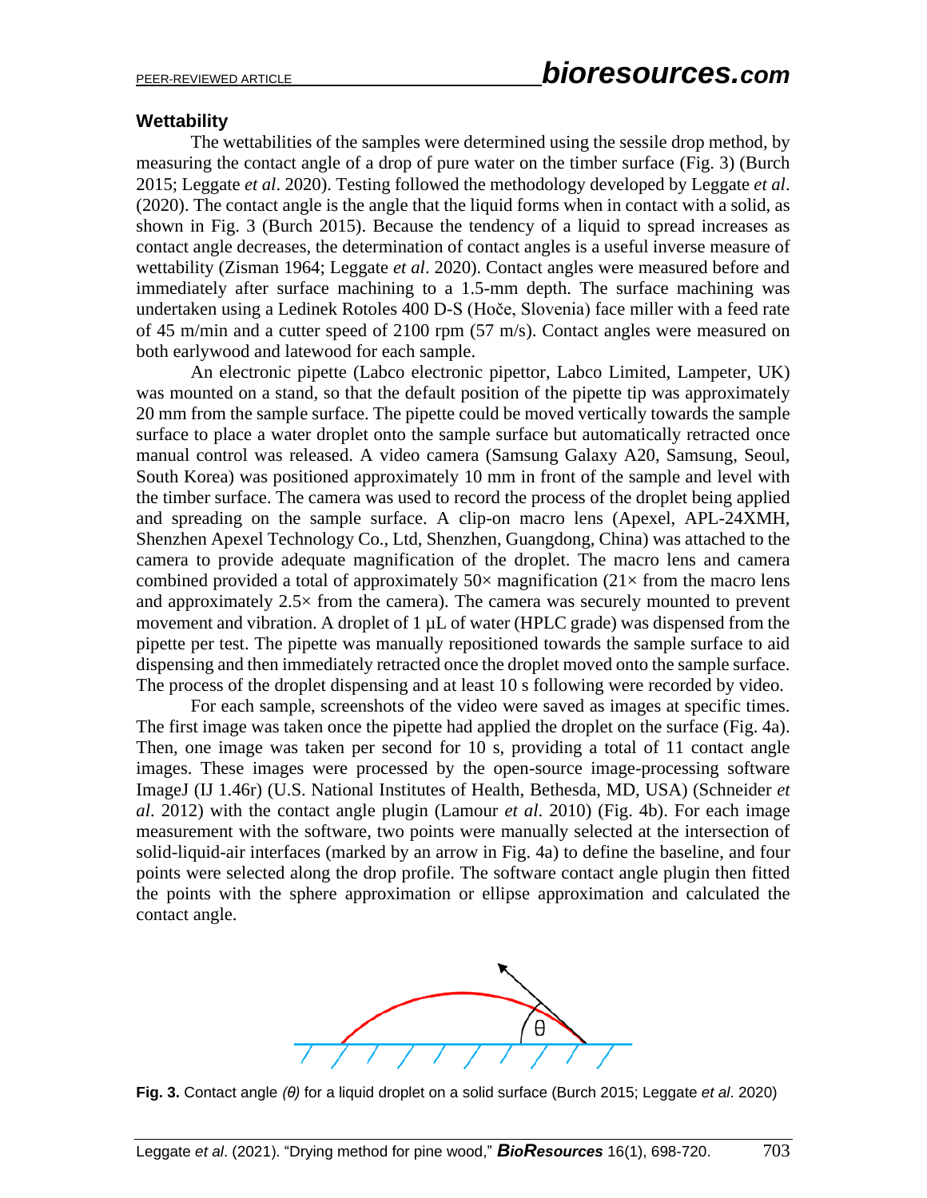### Wettability

The wettabilities of the samples were determined using the sessile drop method, by measuring the contact angle of a drop of pure water on the timber surface (Fig. 3) (Burch 2015; Leggate *et al*. 2020). Testing followed the methodology developed by Leggate *et al*. (2020). The contact angle is the angle that the liquid forms when in contact with a solid, as shown in Fig. 3 (Burch 2015). Because the tendency of a liquid to spread increases as contact angle decreases, the determination of contact angles is a useful inverse measure of wettability (Zisman 1964; Leggate *et al*. 2020). Contact angles were measured before and immediately after surface machining to a 1.5-mm depth. The surface machining was undertaken using a Ledinek Rotoles 400 D-S (Hoče, Slovenia) face miller with a feed rate of 45 m/min and a cutter speed of 2100 rpm (57 m/s). Contact angles were measured on both earlywood and latewood for each sample.

An electronic pipette (Labco electronic pipettor, Labco Limited, Lampeter, UK) was mounted on a stand, so that the default position of the pipette tip was approximately 20 mm from the sample surface. The pipette could be moved vertically towards the sample surface to place a water droplet onto the sample surface but automatically retracted once manual control was released. A video camera (Samsung Galaxy A20, Samsung, Seoul, South Korea) was positioned approximately 10 mm in front of the sample and level with the timber surface. The camera was used to record the process of the droplet being applied and spreading on the sample surface. A clip-on macro lens (Apexel, APL-24XMH, Shenzhen Apexel Technology Co., Ltd, Shenzhen, Guangdong, China) was attached to the camera to provide adequate magnification of the droplet. The macro lens and camera combined provided a total of approximately 50× magnification (21× from the macro lens and approximately 2.5× from the camera). The camera was securely mounted to prevent movement and vibration. A droplet of 1 µL of water (HPLC grade) was dispensed from the pipette per test. The pipette was manually repositioned towards the sample surface to aid dispensing and then immediately retracted once the droplet moved onto the sample surface. The process of the droplet dispensing and at least 10 s following were recorded by video.

For each sample, screenshots of the video were saved as images at specific times. The first image was taken once the pipette had applied the droplet on the surface (Fig. 4a). Then, one image was taken per second for 10 s, providing a total of 11 contact angle images. These images were processed by the open-source image-processing software ImageJ (IJ 1.46r) (U.S. National Institutes of Health, Bethesda, MD, USA) (Schneider *et al*. 2012) with the contact angle plugin (Lamour *et al*. 2010) (Fig. 4b). For each image measurement with the software, two points were manually selected at the intersection of solid-liquid-air interfaces (marked by an arrow in Fig. 4a) to define the baseline, and four points were selected along the drop profile. The software contact angle plugin then fitted the points with the sphere approximation or ellipse approximation and calculated the contact angle.

**Fig. 3.** Contact angle *(θ)* for a liquid droplet on a solid surface (Burch 2015; Leggate *et al*. 2020)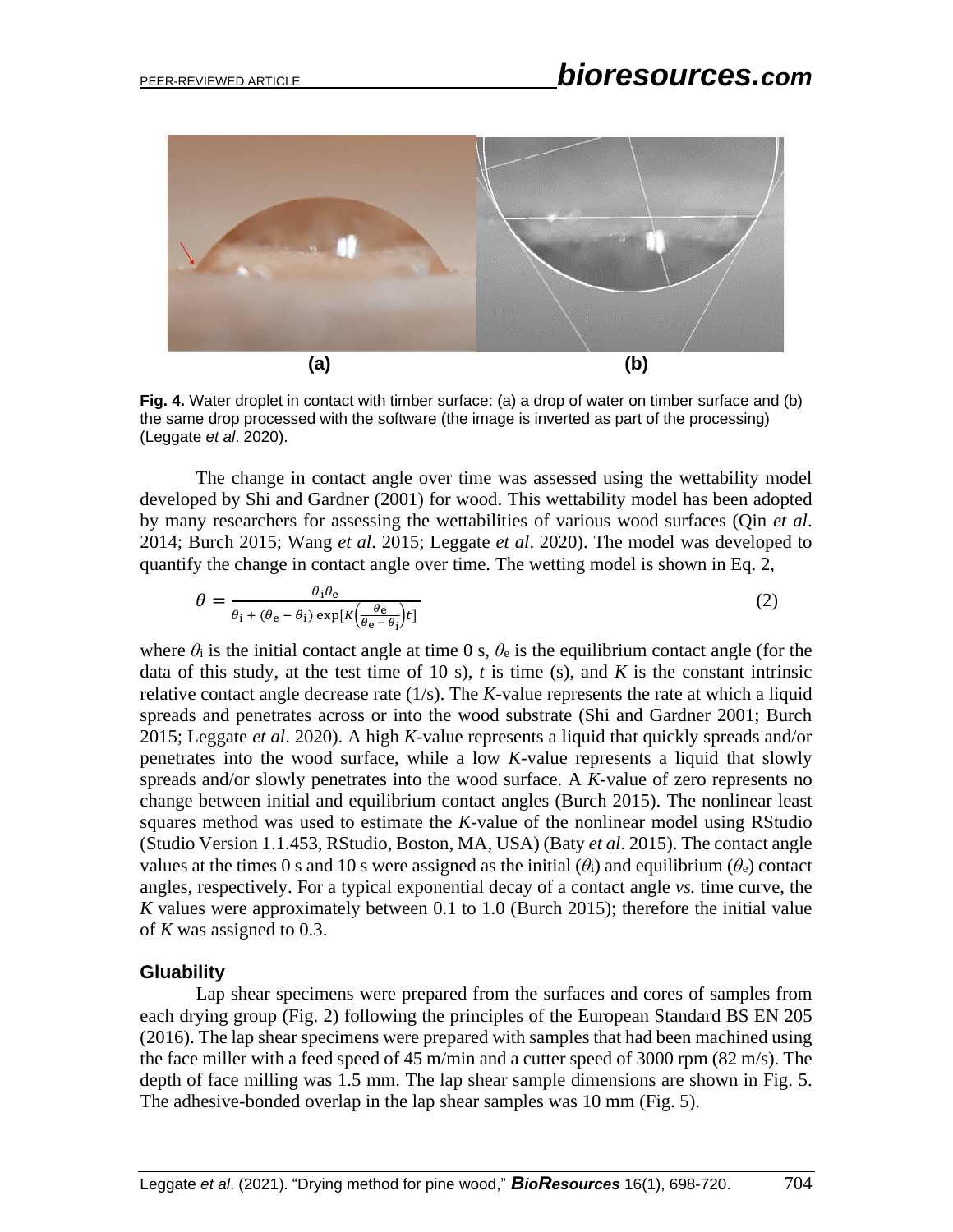**(a)** **(b)**

**Fig. 4.** Water droplet in contact with timber surface: (a) a drop of water on timber surface and (b) the same drop processed with the software (the image is inverted as part of the processing) (Leggate *et al*. 2020).

The change in contact angle over time was assessed using the wettability model developed by Shi and Gardner (2001) for wood. This wettability model has been adopted by many researchers for assessing the wettabilities of various wood surfaces (Qin *et al*. 2014; Burch 2015; Wang *et al*. 2015; Leggate *et al*. 2020). The model was developed to quantify the change in contact angle over time. The wetting model is shown in Eq. 2,

$$\theta = \frac{\theta_i \theta_e}{\theta_i + (\theta_e - \theta_i)\exp\left[K\left(\frac{\theta_e}{\theta_e - \theta_i}\right)t\right]} \tag{2}$$

where $\theta_i$ is the initial contact angle at time 0 s, $\theta_e$ is the equilibrium contact angle (for the data of this study, at the test time of 10 s), $t$ is time (s), and $K$ is the constant intrinsic relative contact angle decrease rate (1/s). The *K*-value represents the rate at which a liquid spreads and penetrates across or into the wood substrate (Shi and Gardner 2001; Burch 2015; Leggate *et al*. 2020). A high *K*-value represents a liquid that quickly spreads and/or penetrates into the wood surface, while a low *K*-value represents a liquid that slowly spreads and/or slowly penetrates into the wood surface. A *K*-value of zero represents no change between initial and equilibrium contact angles (Burch 2015). The nonlinear least squares method was used to estimate the *K*-value of the nonlinear model using RStudio (Studio Version 1.1.453, RStudio, Boston, MA, USA) (Baty *et al*. 2015). The contact angle values at the times 0 s and 10 s were assigned as the initial ($\theta_i$) and equilibrium ($\theta_e$) contact angles, respectively. For a typical exponential decay of a contact angle *vs.* time curve, the *K* values were approximately between 0.1 to 1.0 (Burch 2015); therefore the initial value of *K* was assigned to 0.3.

### Gluability

Lap shear specimens were prepared from the surfaces and cores of samples from each drying group (Fig. 2) following the principles of the European Standard BS EN 205 (2016). The lap shear specimens were prepared with samples that had been machined using the face miller with a feed speed of 45 m/min and a cutter speed of 3000 rpm (82 m/s). The depth of face milling was 1.5 mm. The lap shear sample dimensions are shown in Fig. 5. The adhesive-bonded overlap in the lap shear samples was 10 mm (Fig. 5).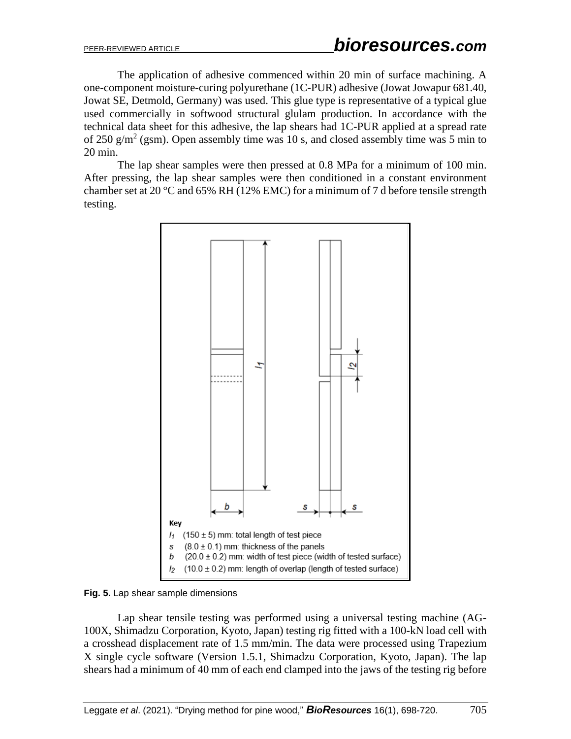The application of adhesive commenced within 20 min of surface machining. A one-component moisture-curing polyurethane (1C-PUR) adhesive (Jowat Jowapur 681.40, Jowat SE, Detmold, Germany) was used. This glue type is representative of a typical glue used commercially in softwood structural glulam production. In accordance with the technical data sheet for this adhesive, the lap shears had 1C-PUR applied at a spread rate of 250 g/m$^2$ (gsm). Open assembly time was 10 s, and closed assembly time was 5 min to 20 min.

The lap shear samples were then pressed at 0.8 MPa for a minimum of 100 min. After pressing, the lap shear samples were then conditioned in a constant environment chamber set at 20 °C and 65% RH (12% EMC) for a minimum of 7 d before tensile strength testing.

Key

$l_1$ (150 ± 5) mm: total length of test piece

$s$ (8.0 ± 0.1) mm: thickness of the panels

$b$ (20.0 ± 0.2) mm: width of test piece (width of tested surface)

$l_2$ (10.0 ± 0.2) mm: length of overlap (length of tested surface)

**Fig. 5.** Lap shear sample dimensions

Lap shear tensile testing was performed using a universal testing machine (AG-100X, Shimadzu Corporation, Kyoto, Japan) testing rig fitted with a 100-kN load cell with a crosshead displacement rate of 1.5 mm/min. The data were processed using Trapezium X single cycle software (Version 1.5.1, Shimadzu Corporation, Kyoto, Japan). The lap shears had a minimum of 40 mm of each end clamped into the jaws of the testing rig before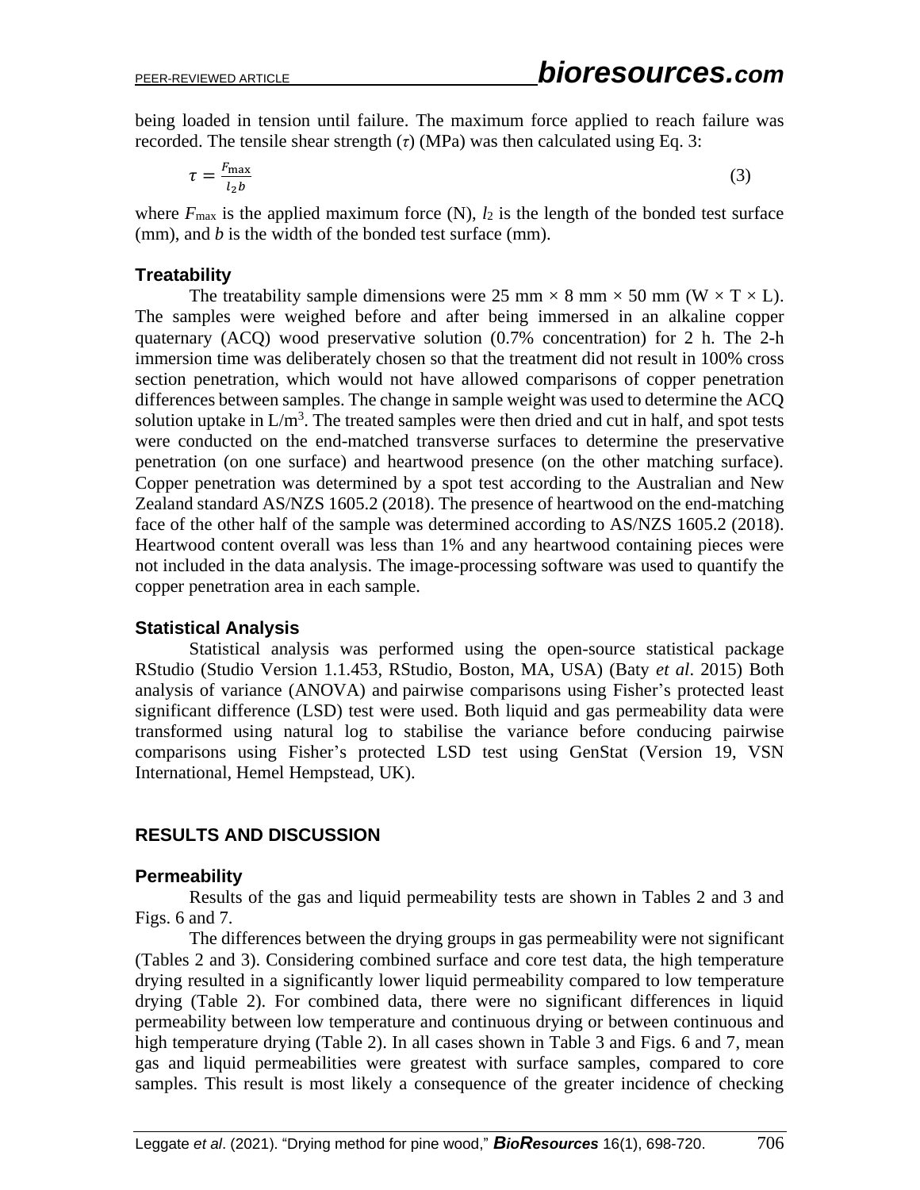being loaded in tension until failure. The maximum force applied to reach failure was recorded. The tensile shear strength ($\tau$) (MPa) was then calculated using Eq. 3:

$$\tau = \frac{F_{\max}}{l_2 b} \tag{3}$$

where $F_{\max}$ is the applied maximum force (N), $l_2$ is the length of the bonded test surface (mm), and $b$ is the width of the bonded test surface (mm).

### Treatability

The treatability sample dimensions were 25 mm × 8 mm × 50 mm (W × T × L). The samples were weighed before and after being immersed in an alkaline copper quaternary (ACQ) wood preservative solution (0.7% concentration) for 2 h. The 2-h immersion time was deliberately chosen so that the treatment did not result in 100% cross section penetration, which would not have allowed comparisons of copper penetration differences between samples. The change in sample weight was used to determine the ACQ solution uptake in L/m$^3$. The treated samples were then dried and cut in half, and spot tests were conducted on the end-matched transverse surfaces to determine the preservative penetration (on one surface) and heartwood presence (on the other matching surface). Copper penetration was determined by a spot test according to the Australian and New Zealand standard AS/NZS 1605.2 (2018). The presence of heartwood on the end-matching face of the other half of the sample was determined according to AS/NZS 1605.2 (2018). Heartwood content overall was less than 1% and any heartwood containing pieces were not included in the data analysis. The image-processing software was used to quantify the copper penetration area in each sample.

### Statistical Analysis

Statistical analysis was performed using the open-source statistical package RStudio (Studio Version 1.1.453, RStudio, Boston, MA, USA) (Baty *et al*. 2015) Both analysis of variance (ANOVA) and pairwise comparisons using Fisher's protected least significant difference (LSD) test were used. Both liquid and gas permeability data were transformed using natural log to stabilise the variance before conducing pairwise comparisons using Fisher's protected LSD test using GenStat (Version 19, VSN International, Hemel Hempstead, UK).

## RESULTS AND DISCUSSION

### Permeability

Results of the gas and liquid permeability tests are shown in Tables 2 and 3 and Figs. 6 and 7.

The differences between the drying groups in gas permeability were not significant (Tables 2 and 3). Considering combined surface and core test data, the high temperature drying resulted in a significantly lower liquid permeability compared to low temperature drying (Table 2). For combined data, there were no significant differences in liquid permeability between low temperature and continuous drying or between continuous and high temperature drying (Table 2). In all cases shown in Table 3 and Figs. 6 and 7, mean gas and liquid permeabilities were greatest with surface samples, compared to core samples. This result is most likely a consequence of the greater incidence of checking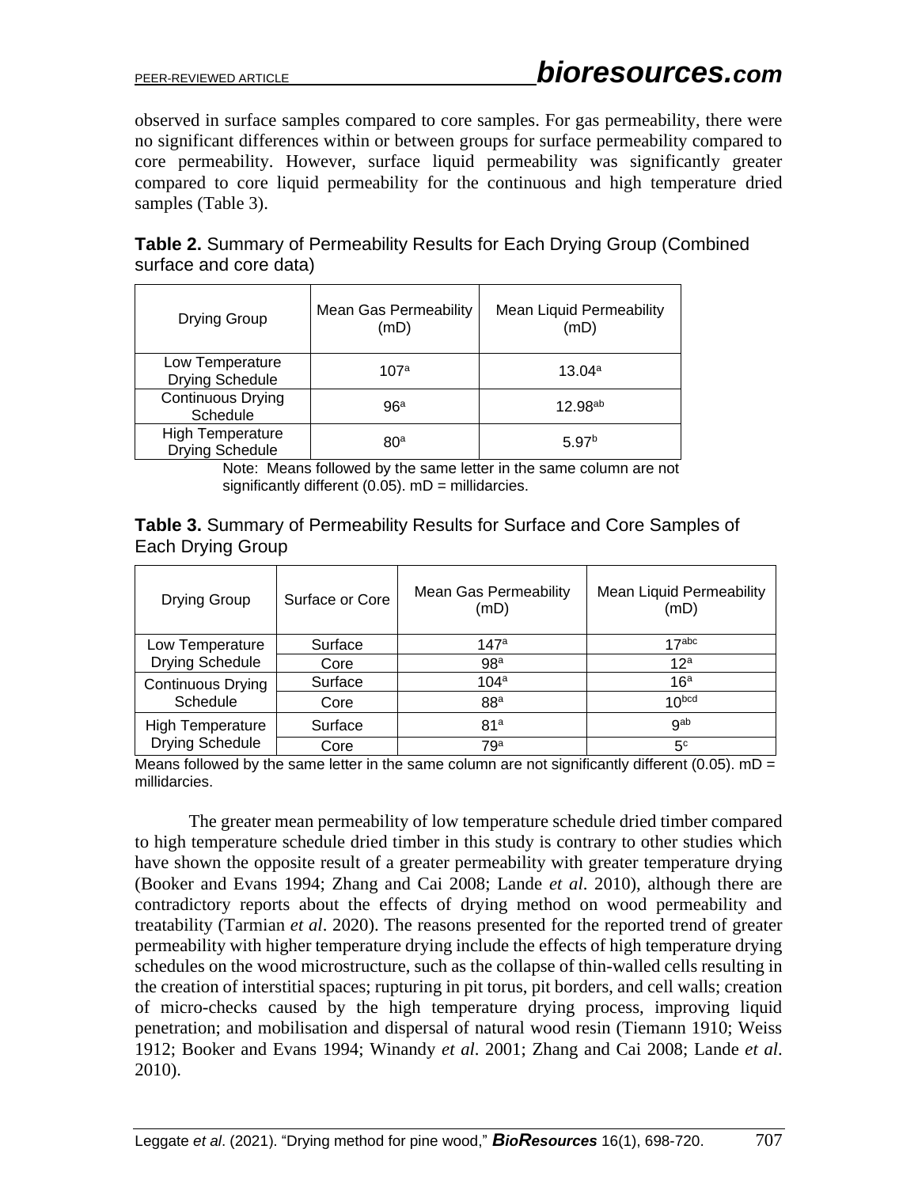observed in surface samples compared to core samples. For gas permeability, there were no significant differences within or between groups for surface permeability compared to core permeability. However, surface liquid permeability was significantly greater compared to core liquid permeability for the continuous and high temperature dried samples (Table 3).

**Table 2.** Summary of Permeability Results for Each Drying Group (Combined surface and core data)

| Drying Group | Mean Gas Permeability (mD) | Mean Liquid Permeability (mD) |
|---|---|---|
| Low Temperature Drying Schedule | 107[a] | 13.04[a] |
| Continuous Drying Schedule | 96[a] | 12.98[ab] |
| High Temperature Drying Schedule | 80[a] | 5.97[b] |

Note: Means followed by the same letter in the same column are not significantly different (0.05). mD = millidarcies.

**Table 3.** Summary of Permeability Results for Surface and Core Samples of Each Drying Group

| Drying Group | Surface or Core | Mean Gas Permeability (mD) | Mean Liquid Permeability (mD) |
|---|---|---|---|
| Low Temperature Drying Schedule | Surface | 147[a] | 17[abc] |
| | Core | 98[a] | 12[a] |
| Continuous Drying Schedule | Surface | 104[a] | 16[a] |
| | Core | 88[a] | 10[bcd] |
| High Temperature Drying Schedule | Surface | 81[a] | 9[ab] |
| | Core | 79[a] | 5[c] |

Means followed by the same letter in the same column are not significantly different (0.05). mD = millidarcies.

The greater mean permeability of low temperature schedule dried timber compared to high temperature schedule dried timber in this study is contrary to other studies which have shown the opposite result of a greater permeability with greater temperature drying (Booker and Evans 1994; Zhang and Cai 2008; Lande *et al*. 2010), although there are contradictory reports about the effects of drying method on wood permeability and treatability (Tarmian *et al*. 2020). The reasons presented for the reported trend of greater permeability with higher temperature drying include the effects of high temperature drying schedules on the wood microstructure, such as the collapse of thin-walled cells resulting in the creation of interstitial spaces; rupturing in pit torus, pit borders, and cell walls; creation of micro-checks caused by the high temperature drying process, improving liquid penetration; and mobilisation and dispersal of natural wood resin (Tiemann 1910; Weiss 1912; Booker and Evans 1994; Winandy *et al*. 2001; Zhang and Cai 2008; Lande *et al*. 2010).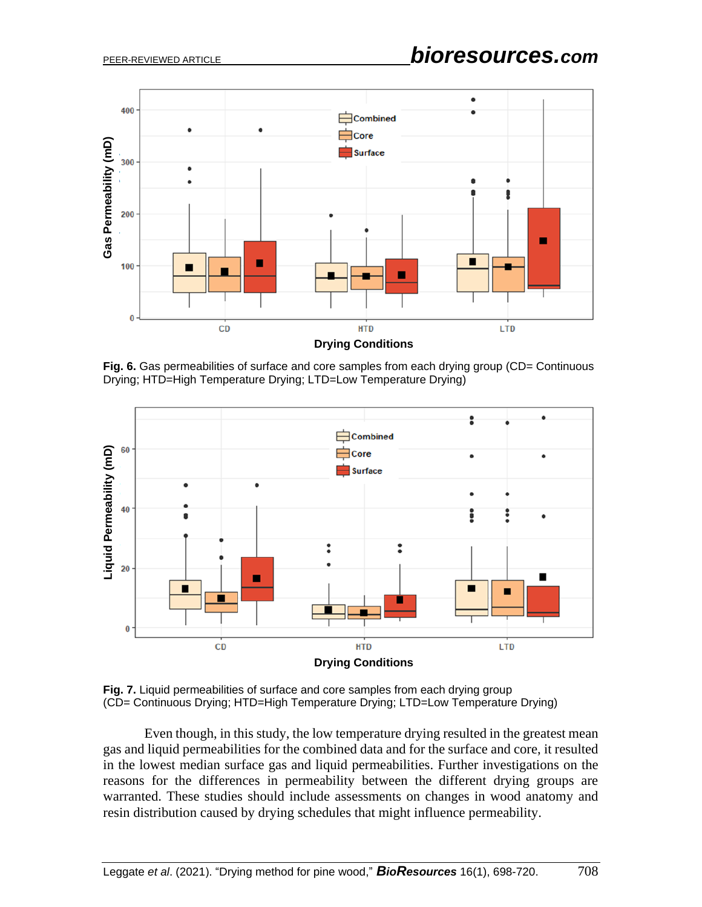**Fig. 6.** Gas permeabilities of surface and core samples from each drying group (CD= Continuous Drying; HTD=High Temperature Drying; LTD=Low Temperature Drying)

**Fig. 7.** Liquid permeabilities of surface and core samples from each drying group (CD= Continuous Drying; HTD=High Temperature Drying; LTD=Low Temperature Drying)

Even though, in this study, the low temperature drying resulted in the greatest mean gas and liquid permeabilities for the combined data and for the surface and core, it resulted in the lowest median surface gas and liquid permeabilities. Further investigations on the reasons for the differences in permeability between the different drying groups are warranted. These studies should include assessments on changes in wood anatomy and resin distribution caused by drying schedules that might influence permeability.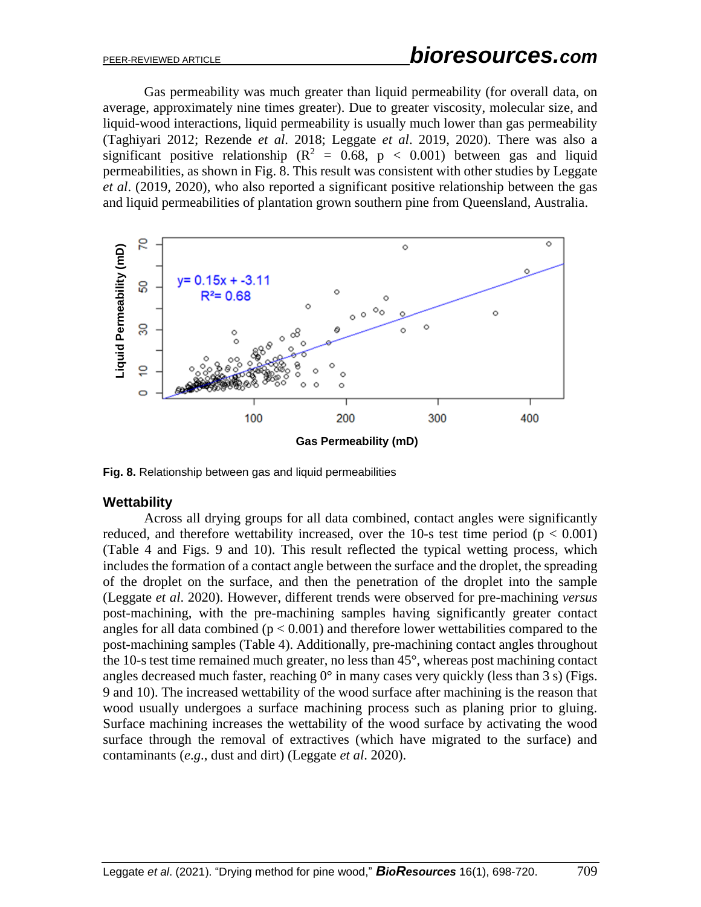Gas permeability was much greater than liquid permeability (for overall data, on average, approximately nine times greater). Due to greater viscosity, molecular size, and liquid-wood interactions, liquid permeability is usually much lower than gas permeability (Taghiyari 2012; Rezende *et al*. 2018; Leggate *et al*. 2019, 2020). There was also a significant positive relationship ($R^2$ = 0.68, $p < 0.001$) between gas and liquid permeabilities, as shown in Fig. 8. This result was consistent with other studies by Leggate *et al*. (2019, 2020), who also reported a significant positive relationship between the gas and liquid permeabilities of plantation grown southern pine from Queensland, Australia.

**Fig. 8.** Relationship between gas and liquid permeabilities

## Wettability

Across all drying groups for all data combined, contact angles were significantly reduced, and therefore wettability increased, over the 10-s test time period ($p < 0.001$) (Table 4 and Figs. 9 and 10). This result reflected the typical wetting process, which includes the formation of a contact angle between the surface and the droplet, the spreading of the droplet on the surface, and then the penetration of the droplet into the sample (Leggate *et al*. 2020). However, different trends were observed for pre-machining *versus* post-machining, with the pre-machining samples having significantly greater contact angles for all data combined ($p < 0.001$) and therefore lower wettabilities compared to the post-machining samples (Table 4). Additionally, pre-machining contact angles throughout the 10-s test time remained much greater, no less than 45°, whereas post machining contact angles decreased much faster, reaching 0° in many cases very quickly (less than 3 s) (Figs. 9 and 10). The increased wettability of the wood surface after machining is the reason that wood usually undergoes a surface machining process such as planing prior to gluing. Surface machining increases the wettability of the wood surface by activating the wood surface through the removal of extractives (which have migrated to the surface) and contaminants (*e.g*., dust and dirt) (Leggate *et al*. 2020).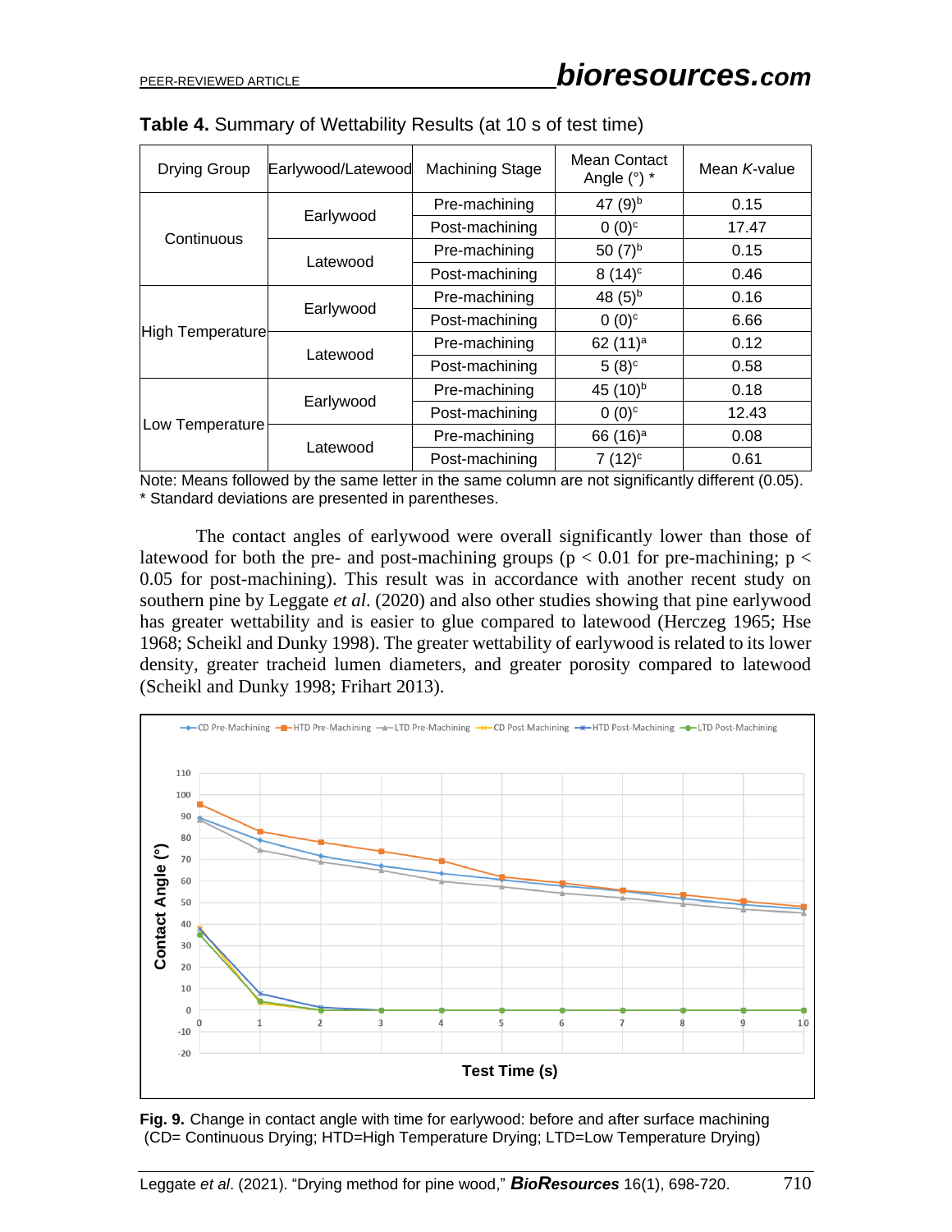**Table 4.** Summary of Wettability Results (at 10 s of test time)

| Drying Group | Earlywood/Latewood | Machining Stage | Mean Contact Angle (°) * | Mean *K*-value |
|---|---|---|---|---|
| Continuous | Earlywood | Pre-machining | 47 (9)[b] | 0.15 |
| | | Post-machining | 0 (0)[c] | 17.47 |
| | Latewood | Pre-machining | 50 (7)[b] | 0.15 |
| | | Post-machining | 8 (14)[c] | 0.46 |
| High Temperature | Earlywood | Pre-machining | 48 (5)[b] | 0.16 |
| | | Post-machining | 0 (0)[c] | 6.66 |
| | Latewood | Pre-machining | 62 (11)[a] | 0.12 |
| | | Post-machining | 5 (8)[c] | 0.58 |
| Low Temperature | Earlywood | Pre-machining | 45 (10)[b] | 0.18 |
| | | Post-machining | 0 (0)[c] | 12.43 |
| | Latewood | Pre-machining | 66 (16)[a] | 0.08 |
| | | Post-machining | 7 (12)[c] | 0.61 |

Note: Means followed by the same letter in the same column are not significantly different (0.05).
* Standard deviations are presented in parentheses.

The contact angles of earlywood were overall significantly lower than those of latewood for both the pre- and post-machining groups ($p < 0.01$ for pre-machining; $p < 0.05$ for post-machining). This result was in accordance with another recent study on southern pine by Leggate *et al*. (2020) and also other studies showing that pine earlywood has greater wettability and is easier to glue compared to latewood (Herczeg 1965; Hse 1968; Scheikl and Dunky 1998). The greater wettability of earlywood is related to its lower density, greater tracheid lumen diameters, and greater porosity compared to latewood (Scheikl and Dunky 1998; Frihart 2013).

**Fig. 9.** Change in contact angle with time for earlywood: before and after surface machining (CD= Continuous Drying; HTD=High Temperature Drying; LTD=Low Temperature Drying)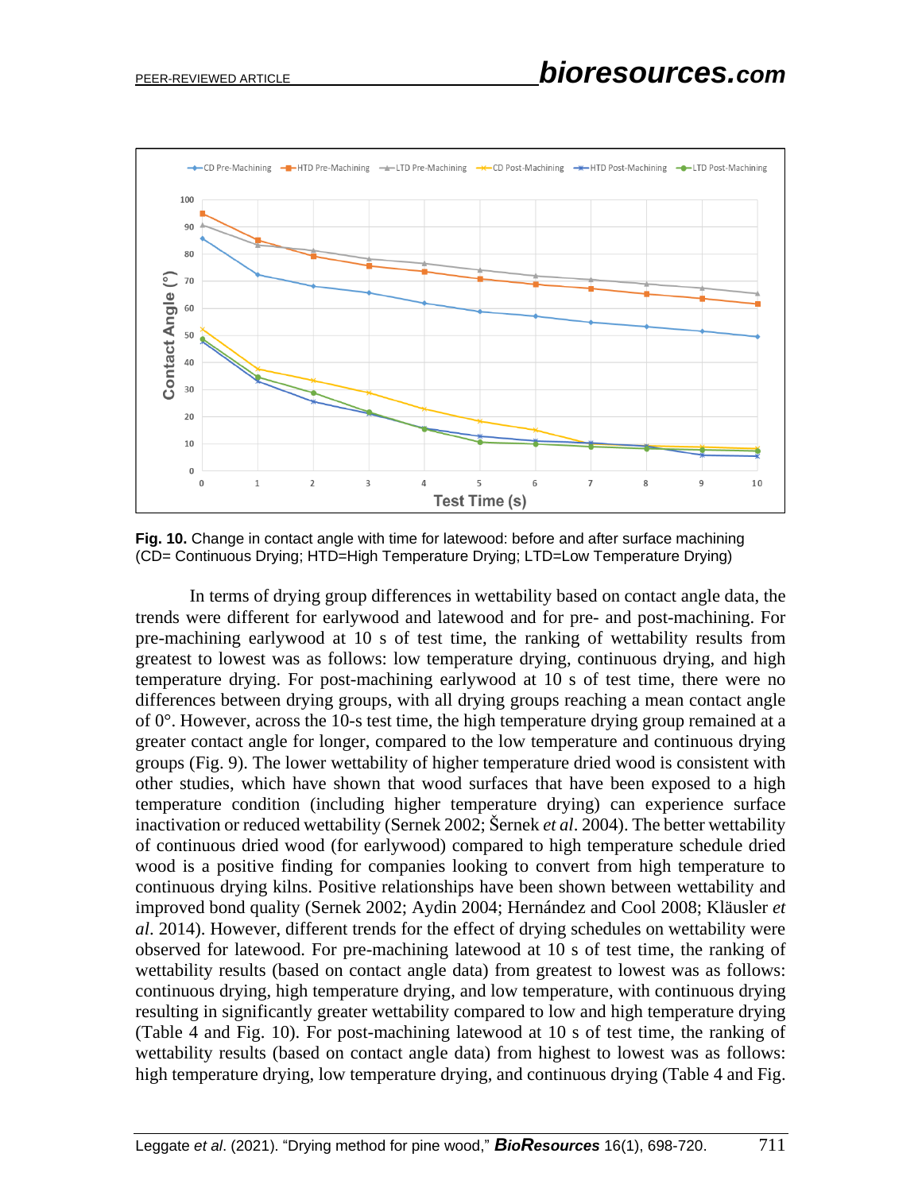**Fig. 10.** Change in contact angle with time for latewood: before and after surface machining (CD= Continuous Drying; HTD=High Temperature Drying; LTD=Low Temperature Drying)

In terms of drying group differences in wettability based on contact angle data, the trends were different for earlywood and latewood and for pre- and post-machining. For pre-machining earlywood at 10 s of test time, the ranking of wettability results from greatest to lowest was as follows: low temperature drying, continuous drying, and high temperature drying. For post-machining earlywood at 10 s of test time, there were no differences between drying groups, with all drying groups reaching a mean contact angle of 0°. However, across the 10-s test time, the high temperature drying group remained at a greater contact angle for longer, compared to the low temperature and continuous drying groups (Fig. 9). The lower wettability of higher temperature dried wood is consistent with other studies, which have shown that wood surfaces that have been exposed to a high temperature condition (including higher temperature drying) can experience surface inactivation or reduced wettability (Sernek 2002; Šernek *et al*. 2004). The better wettability of continuous dried wood (for earlywood) compared to high temperature schedule dried wood is a positive finding for companies looking to convert from high temperature to continuous drying kilns. Positive relationships have been shown between wettability and improved bond quality (Sernek 2002; Aydin 2004; Hernández and Cool 2008; Kläusler *et al*. 2014). However, different trends for the effect of drying schedules on wettability were observed for latewood. For pre-machining latewood at 10 s of test time, the ranking of wettability results (based on contact angle data) from greatest to lowest was as follows: continuous drying, high temperature drying, and low temperature, with continuous drying resulting in significantly greater wettability compared to low and high temperature drying (Table 4 and Fig. 10). For post-machining latewood at 10 s of test time, the ranking of wettability results (based on contact angle data) from highest to lowest was as follows: high temperature drying, low temperature drying, and continuous drying (Table 4 and Fig.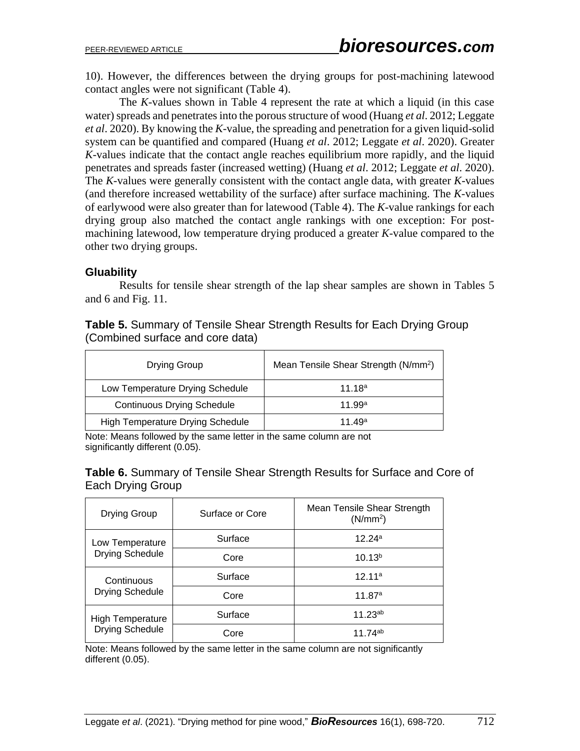10). However, the differences between the drying groups for post-machining latewood contact angles were not significant (Table 4).

The *K*-values shown in Table 4 represent the rate at which a liquid (in this case water) spreads and penetrates into the porous structure of wood (Huang *et al*. 2012; Leggate *et al*. 2020). By knowing the *K*-value, the spreading and penetration for a given liquid-solid system can be quantified and compared (Huang *et al*. 2012; Leggate *et al*. 2020). Greater *K*-values indicate that the contact angle reaches equilibrium more rapidly, and the liquid penetrates and spreads faster (increased wetting) (Huang *et al*. 2012; Leggate *et al*. 2020). The *K*-values were generally consistent with the contact angle data, with greater *K*-values (and therefore increased wettability of the surface) after surface machining. The *K*-values of earlywood were also greater than for latewood (Table 4). The *K*-value rankings for each drying group also matched the contact angle rankings with one exception: For post-machining latewood, low temperature drying produced a greater *K*-value compared to the other two drying groups.

### Gluability

Results for tensile shear strength of the lap shear samples are shown in Tables 5 and 6 and Fig. 11.

**Table 5.** Summary of Tensile Shear Strength Results for Each Drying Group (Combined surface and core data)

| Drying Group | Mean Tensile Shear Strength ($N/mm^2$) |
|---|---|
| Low Temperature Drying Schedule | $11.18^a$ |
| Continuous Drying Schedule | $11.99^a$ |
| High Temperature Drying Schedule | $11.49^a$ |

Note: Means followed by the same letter in the same column are not significantly different (0.05).

**Table 6.** Summary of Tensile Shear Strength Results for Surface and Core of Each Drying Group

| Drying Group | Surface or Core | Mean Tensile Shear Strength ($N/mm^2$) |
|---|---|---|
| Low Temperature Drying Schedule | Surface | $12.24^a$ |
| | Core | $10.13^b$ |
| Continuous Drying Schedule | Surface | $12.11^a$ |
| | Core | $11.87^a$ |
| High Temperature Drying Schedule | Surface | $11.23^{ab}$ |
| | Core | $11.74^{ab}$ |

Note: Means followed by the same letter in the same column are not significantly different (0.05).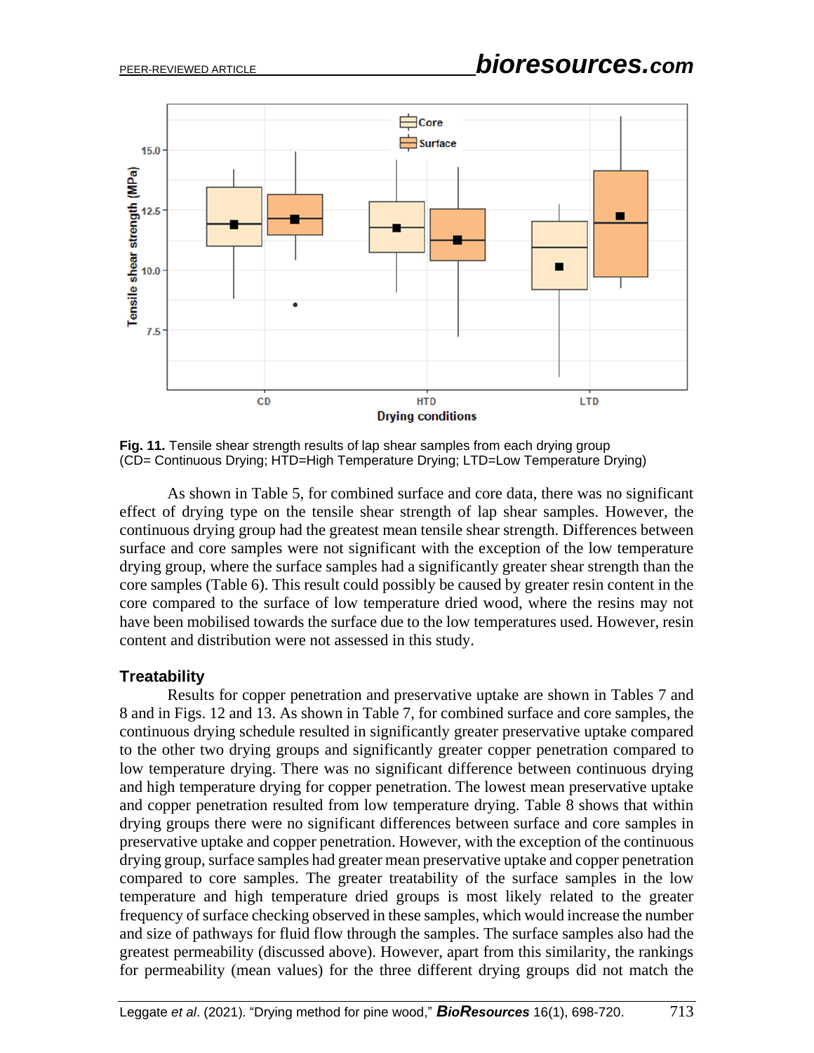**Fig. 11.** Tensile shear strength results of lap shear samples from each drying group (CD= Continuous Drying; HTD=High Temperature Drying; LTD=Low Temperature Drying)

As shown in Table 5, for combined surface and core data, there was no significant effect of drying type on the tensile shear strength of lap shear samples. However, the continuous drying group had the greatest mean tensile shear strength. Differences between surface and core samples were not significant with the exception of the low temperature drying group, where the surface samples had a significantly greater shear strength than the core samples (Table 6). This result could possibly be caused by greater resin content in the core compared to the surface of low temperature dried wood, where the resins may not have been mobilised towards the surface due to the low temperatures used. However, resin content and distribution were not assessed in this study.

## Treatability

Results for copper penetration and preservative uptake are shown in Tables 7 and 8 and in Figs. 12 and 13. As shown in Table 7, for combined surface and core samples, the continuous drying schedule resulted in significantly greater preservative uptake compared to the other two drying groups and significantly greater copper penetration compared to low temperature drying. There was no significant difference between continuous drying and high temperature drying for copper penetration. The lowest mean preservative uptake and copper penetration resulted from low temperature drying. Table 8 shows that within drying groups there were no significant differences between surface and core samples in preservative uptake and copper penetration. However, with the exception of the continuous drying group, surface samples had greater mean preservative uptake and copper penetration compared to core samples. The greater treatability of the surface samples in the low temperature and high temperature dried groups is most likely related to the greater frequency of surface checking observed in these samples, which would increase the number and size of pathways for fluid flow through the samples. The surface samples also had the greatest permeability (discussed above). However, apart from this similarity, the rankings for permeability (mean values) for the three different drying groups did not match the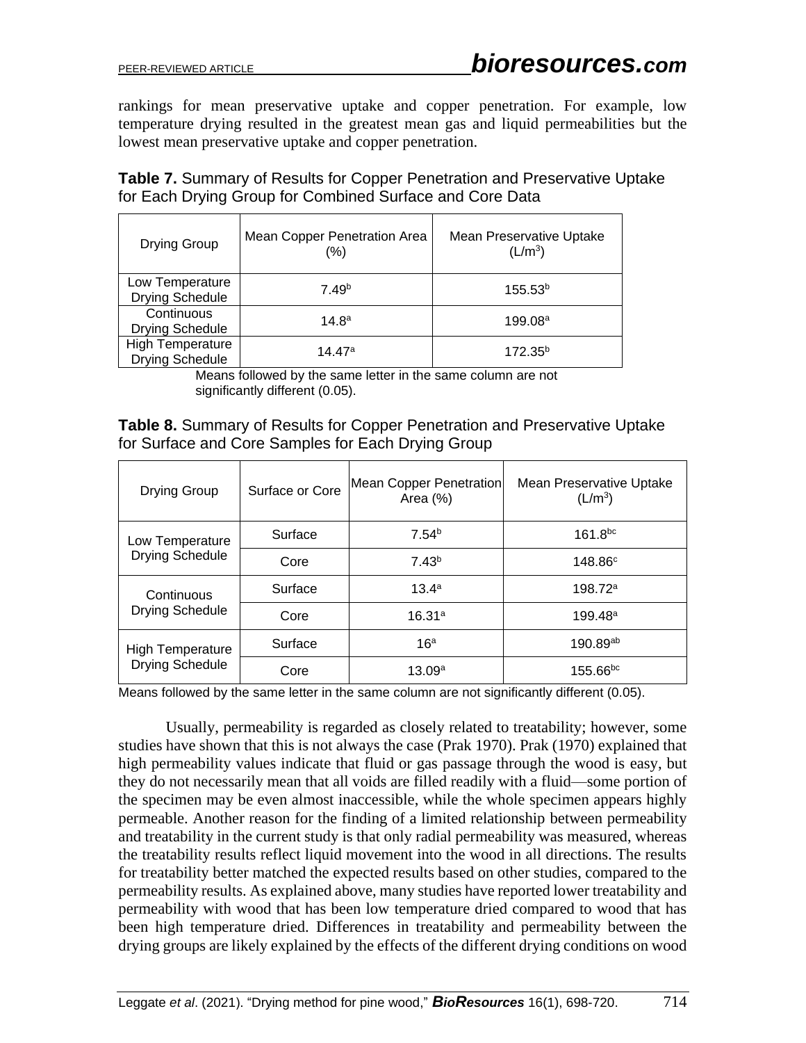rankings for mean preservative uptake and copper penetration. For example, low temperature drying resulted in the greatest mean gas and liquid permeabilities but the lowest mean preservative uptake and copper penetration.

**Table 7.** Summary of Results for Copper Penetration and Preservative Uptake for Each Drying Group for Combined Surface and Core Data

| Drying Group | Mean Copper Penetration Area (%) | Mean Preservative Uptake (L/m$^3$) |
|---|---|---|
| Low Temperature Drying Schedule | 7.49$^b$ | 155.53$^b$ |
| Continuous Drying Schedule | 14.8$^a$ | 199.08$^a$ |
| High Temperature Drying Schedule | 14.47$^a$ | 172.35$^b$ |

Means followed by the same letter in the same column are not significantly different (0.05).

**Table 8.** Summary of Results for Copper Penetration and Preservative Uptake for Surface and Core Samples for Each Drying Group

| Drying Group | Surface or Core | Mean Copper Penetration Area (%) | Mean Preservative Uptake (L/m$^3$) |
|---|---|---|---|
| Low Temperature Drying Schedule | Surface | 7.54$^b$ | 161.8$^{bc}$ |
| | Core | 7.43$^b$ | 148.86$^c$ |
| Continuous Drying Schedule | Surface | 13.4$^a$ | 198.72$^a$ |
| | Core | 16.31$^a$ | 199.48$^a$ |
| High Temperature Drying Schedule | Surface | 16$^a$ | 190.89$^{ab}$ |
| | Core | 13.09$^a$ | 155.66$^{bc}$ |

Means followed by the same letter in the same column are not significantly different (0.05).

Usually, permeability is regarded as closely related to treatability; however, some studies have shown that this is not always the case (Prak 1970). Prak (1970) explained that high permeability values indicate that fluid or gas passage through the wood is easy, but they do not necessarily mean that all voids are filled readily with a fluid—some portion of the specimen may be even almost inaccessible, while the whole specimen appears highly permeable. Another reason for the finding of a limited relationship between permeability and treatability in the current study is that only radial permeability was measured, whereas the treatability results reflect liquid movement into the wood in all directions. The results for treatability better matched the expected results based on other studies, compared to the permeability results. As explained above, many studies have reported lower treatability and permeability with wood that has been low temperature dried compared to wood that has been high temperature dried. Differences in treatability and permeability between the drying groups are likely explained by the effects of the different drying conditions on wood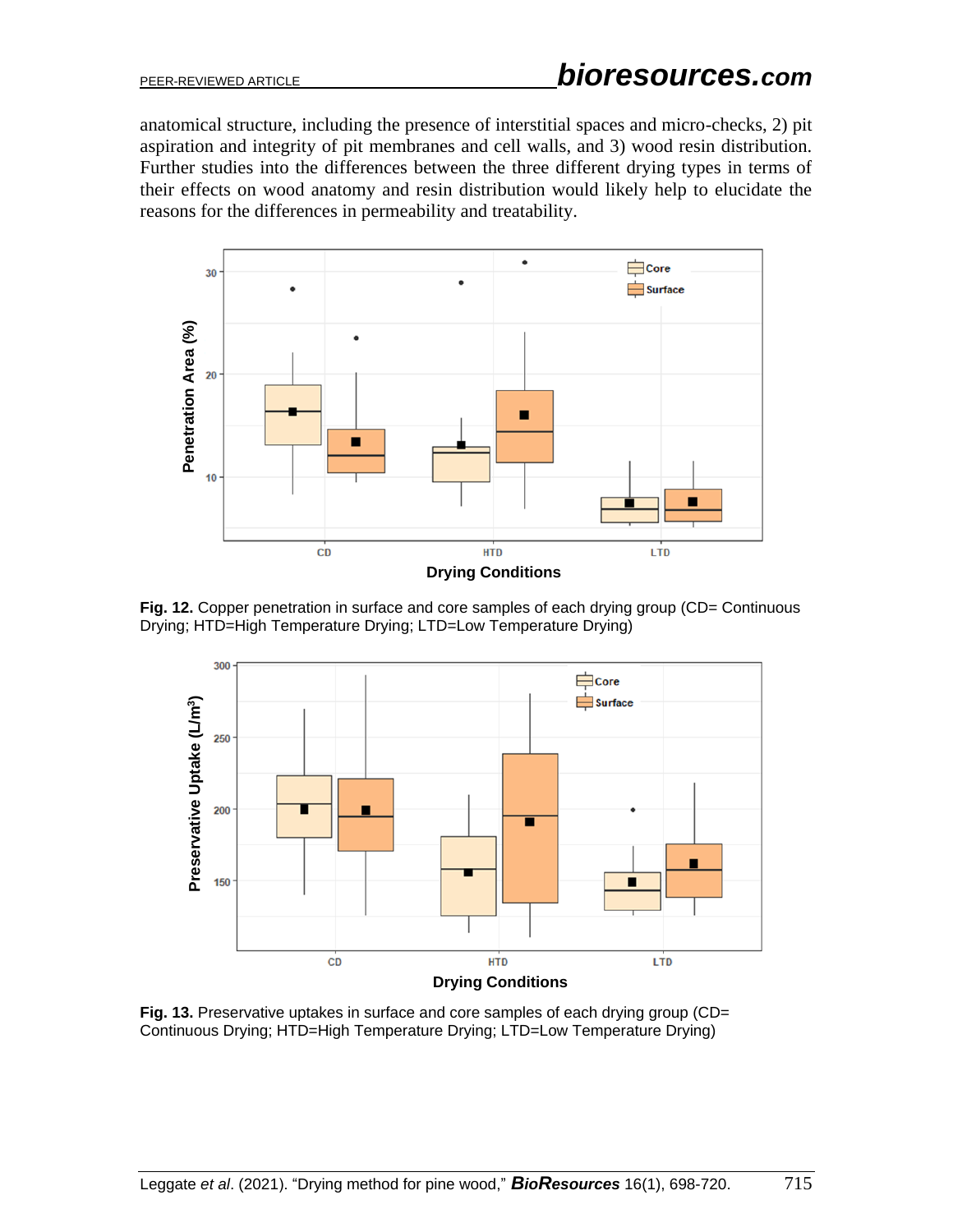anatomical structure, including the presence of interstitial spaces and micro-checks, 2) pit aspiration and integrity of pit membranes and cell walls, and 3) wood resin distribution. Further studies into the differences between the three different drying types in terms of their effects on wood anatomy and resin distribution would likely help to elucidate the reasons for the differences in permeability and treatability.

**Fig. 12.** Copper penetration in surface and core samples of each drying group (CD= Continuous Drying; HTD=High Temperature Drying; LTD=Low Temperature Drying)

**Fig. 13.** Preservative uptakes in surface and core samples of each drying group (CD= Continuous Drying; HTD=High Temperature Drying; LTD=Low Temperature Drying)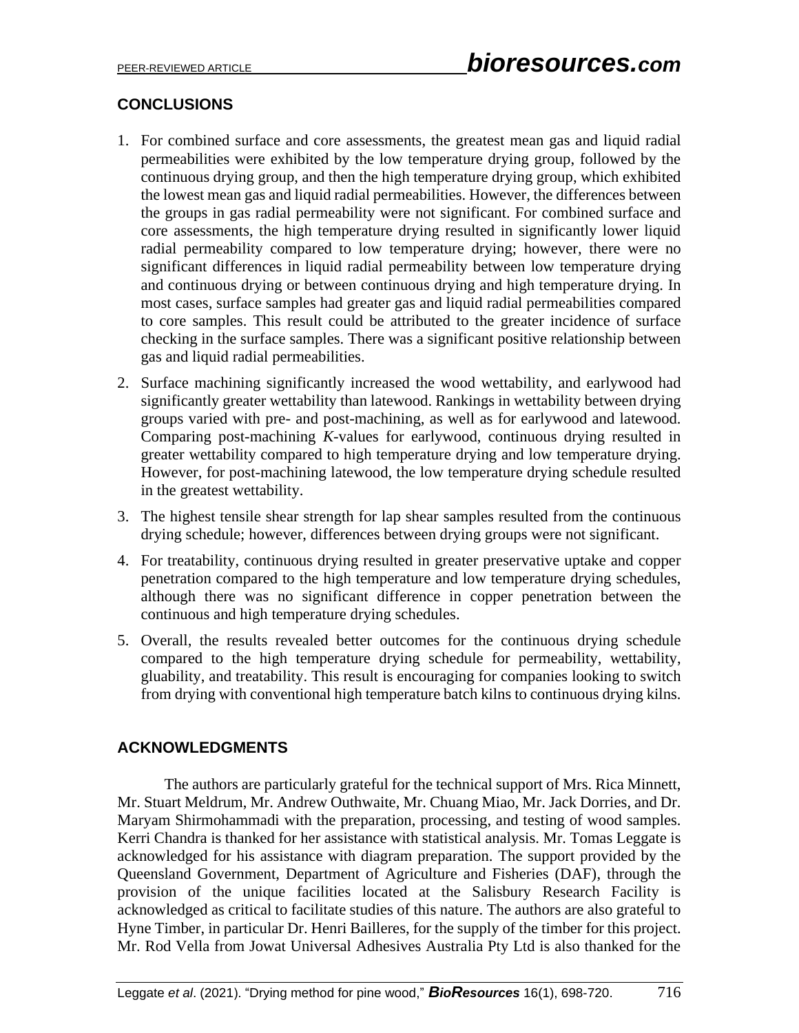## CONCLUSIONS

1. For combined surface and core assessments, the greatest mean gas and liquid radial permeabilities were exhibited by the low temperature drying group, followed by the continuous drying group, and then the high temperature drying group, which exhibited the lowest mean gas and liquid radial permeabilities. However, the differences between the groups in gas radial permeability were not significant. For combined surface and core assessments, the high temperature drying resulted in significantly lower liquid radial permeability compared to low temperature drying; however, there were no significant differences in liquid radial permeability between low temperature drying and continuous drying or between continuous drying and high temperature drying. In most cases, surface samples had greater gas and liquid radial permeabilities compared to core samples. This result could be attributed to the greater incidence of surface checking in the surface samples. There was a significant positive relationship between gas and liquid radial permeabilities.
2. Surface machining significantly increased the wood wettability, and earlywood had significantly greater wettability than latewood. Rankings in wettability between drying groups varied with pre- and post-machining, as well as for earlywood and latewood. Comparing post-machining *K*-values for earlywood, continuous drying resulted in greater wettability compared to high temperature drying and low temperature drying. However, for post-machining latewood, the low temperature drying schedule resulted in the greatest wettability.
3. The highest tensile shear strength for lap shear samples resulted from the continuous drying schedule; however, differences between drying groups were not significant.
4. For treatability, continuous drying resulted in greater preservative uptake and copper penetration compared to the high temperature and low temperature drying schedules, although there was no significant difference in copper penetration between the continuous and high temperature drying schedules.
5. Overall, the results revealed better outcomes for the continuous drying schedule compared to the high temperature drying schedule for permeability, wettability, gluability, and treatability. This result is encouraging for companies looking to switch from drying with conventional high temperature batch kilns to continuous drying kilns.

## ACKNOWLEDGMENTS

The authors are particularly grateful for the technical support of Mrs. Rica Minnett, Mr. Stuart Meldrum, Mr. Andrew Outhwaite, Mr. Chuang Miao, Mr. Jack Dorries, and Dr. Maryam Shirmohammadi with the preparation, processing, and testing of wood samples. Kerri Chandra is thanked for her assistance with statistical analysis. Mr. Tomas Leggate is acknowledged for his assistance with diagram preparation. The support provided by the Queensland Government, Department of Agriculture and Fisheries (DAF), through the provision of the unique facilities located at the Salisbury Research Facility is acknowledged as critical to facilitate studies of this nature. The authors are also grateful to Hyne Timber, in particular Dr. Henri Bailleres, for the supply of the timber for this project. Mr. Rod Vella from Jowat Universal Adhesives Australia Pty Ltd is also thanked for the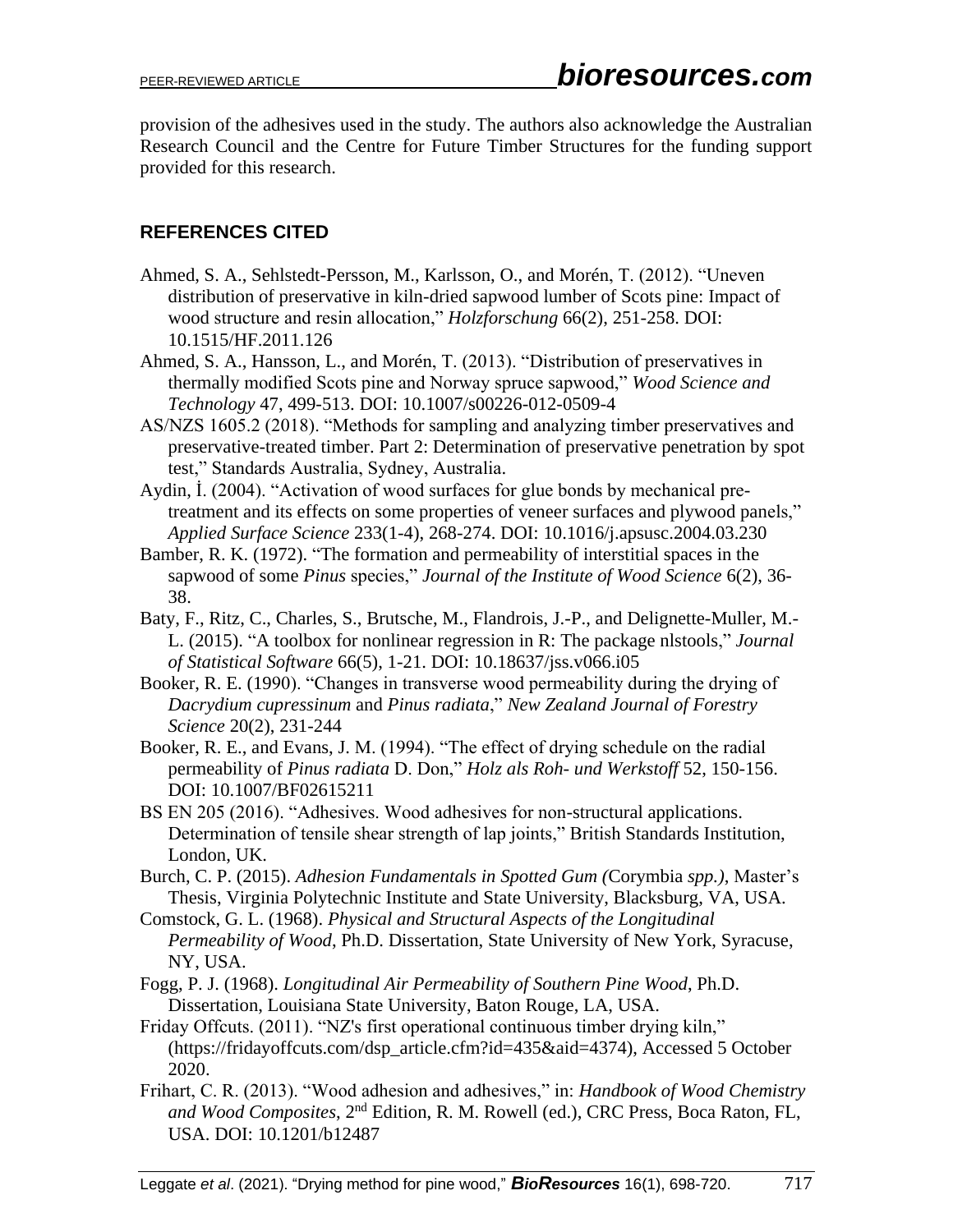provision of the adhesives used in the study. The authors also acknowledge the Australian Research Council and the Centre for Future Timber Structures for the funding support provided for this research.

## REFERENCES CITED

Ahmed, S. A., Sehlstedt-Persson, M., Karlsson, O., and Morén, T. (2012). "Uneven distribution of preservative in kiln-dried sapwood lumber of Scots pine: Impact of wood structure and resin allocation," *Holzforschung* 66(2), 251-258. DOI: 10.1515/HF.2011.126

Ahmed, S. A., Hansson, L., and Morén, T. (2013). "Distribution of preservatives in thermally modified Scots pine and Norway spruce sapwood," *Wood Science and Technology* 47, 499-513. DOI: 10.1007/s00226-012-0509-4

AS/NZS 1605.2 (2018). "Methods for sampling and analyzing timber preservatives and preservative-treated timber. Part 2: Determination of preservative penetration by spot test," Standards Australia, Sydney, Australia.

Aydin, İ. (2004). "Activation of wood surfaces for glue bonds by mechanical pre-treatment and its effects on some properties of veneer surfaces and plywood panels," *Applied Surface Science* 233(1-4), 268-274. DOI: 10.1016/j.apsusc.2004.03.230

Bamber, R. K. (1972). "The formation and permeability of interstitial spaces in the sapwood of some *Pinus* species," *Journal of the Institute of Wood Science* 6(2), 36-38.

Baty, F., Ritz, C., Charles, S., Brutsche, M., Flandrois, J.-P., and Delignette-Muller, M.-L. (2015). "A toolbox for nonlinear regression in R: The package nlstools," *Journal of Statistical Software* 66(5), 1-21. DOI: 10.18637/jss.v066.i05

Booker, R. E. (1990). "Changes in transverse wood permeability during the drying of *Dacrydium cupressinum* and *Pinus radiata*," *New Zealand Journal of Forestry Science* 20(2), 231-244

Booker, R. E., and Evans, J. M. (1994). "The effect of drying schedule on the radial permeability of *Pinus radiata* D. Don," *Holz als Roh- und Werkstoff* 52, 150-156. DOI: 10.1007/BF02615211

BS EN 205 (2016). "Adhesives. Wood adhesives for non-structural applications. Determination of tensile shear strength of lap joints," British Standards Institution, London, UK.

Burch, C. P. (2015). *Adhesion Fundamentals in Spotted Gum (*Corymbia *spp.)*, Master's Thesis, Virginia Polytechnic Institute and State University, Blacksburg, VA, USA.

Comstock, G. L. (1968). *Physical and Structural Aspects of the Longitudinal Permeability of Wood*, Ph.D. Dissertation, State University of New York, Syracuse, NY, USA.

Fogg, P. J. (1968). *Longitudinal Air Permeability of Southern Pine Wood*, Ph.D. Dissertation, Louisiana State University, Baton Rouge, LA, USA.

Friday Offcuts. (2011). "NZ's first operational continuous timber drying kiln," (https://fridayoffcuts.com/dsp_article.cfm?id=435&aid=4374), Accessed 5 October 2020.

Frihart, C. R. (2013). "Wood adhesion and adhesives," in: *Handbook of Wood Chemistry and Wood Composites*, 2nd Edition, R. M. Rowell (ed.), CRC Press, Boca Raton, FL, USA. DOI: 10.1201/b12487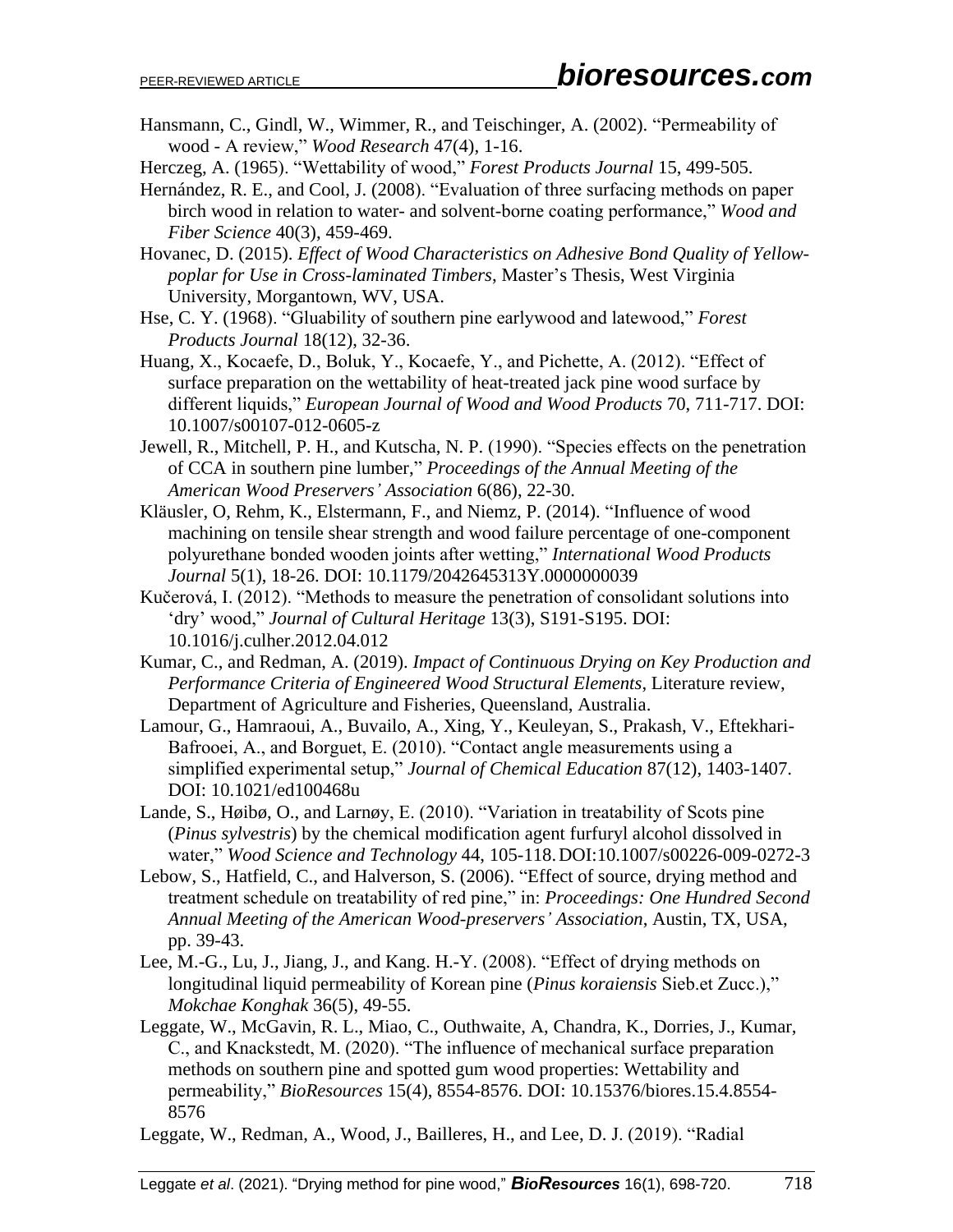Hansmann, C., Gindl, W., Wimmer, R., and Teischinger, A. (2002). "Permeability of wood - A review," *Wood Research* 47(4), 1-16.

Herczeg, A. (1965). "Wettability of wood," *Forest Products Journal* 15, 499-505.

Hernández, R. E., and Cool, J. (2008). "Evaluation of three surfacing methods on paper birch wood in relation to water- and solvent-borne coating performance," *Wood and Fiber Science* 40(3), 459-469.

Hovanec, D. (2015). *Effect of Wood Characteristics on Adhesive Bond Quality of Yellow-poplar for Use in Cross-laminated Timbers*, Master's Thesis, West Virginia University, Morgantown, WV, USA.

Hse, C. Y. (1968). "Gluability of southern pine earlywood and latewood," *Forest Products Journal* 18(12), 32-36.

Huang, X., Kocaefe, D., Boluk, Y., Kocaefe, Y., and Pichette, A. (2012). "Effect of surface preparation on the wettability of heat-treated jack pine wood surface by different liquids," *European Journal of Wood and Wood Products* 70, 711-717. DOI: 10.1007/s00107-012-0605-z

Jewell, R., Mitchell, P. H., and Kutscha, N. P. (1990). "Species effects on the penetration of CCA in southern pine lumber," *Proceedings of the Annual Meeting of the American Wood Preservers' Association* 6(86), 22-30.

Kläusler, O, Rehm, K., Elstermann, F., and Niemz, P. (2014). "Influence of wood machining on tensile shear strength and wood failure percentage of one-component polyurethane bonded wooden joints after wetting," *International Wood Products Journal* 5(1), 18-26. DOI: 10.1179/2042645313Y.0000000039

Kučerová, I. (2012). "Methods to measure the penetration of consolidant solutions into 'dry' wood," *Journal of Cultural Heritage* 13(3), S191-S195. DOI: 10.1016/j.culher.2012.04.012

Kumar, C., and Redman, A. (2019). *Impact of Continuous Drying on Key Production and Performance Criteria of Engineered Wood Structural Elements*, Literature review, Department of Agriculture and Fisheries, Queensland, Australia.

Lamour, G., Hamraoui, A., Buvailo, A., Xing, Y., Keuleyan, S., Prakash, V., Eftekhari-Bafrooei, A., and Borguet, E. (2010). "Contact angle measurements using a simplified experimental setup," *Journal of Chemical Education* 87(12), 1403-1407. DOI: 10.1021/ed100468u

Lande, S., Høibø, O., and Larnøy, E. (2010). "Variation in treatability of Scots pine (*Pinus sylvestris*) by the chemical modification agent furfuryl alcohol dissolved in water," *Wood Science and Technology* 44, 105-118. DOI:10.1007/s00226-009-0272-3

Lebow, S., Hatfield, C., and Halverson, S. (2006). "Effect of source, drying method and treatment schedule on treatability of red pine," in: *Proceedings: One Hundred Second Annual Meeting of the American Wood-preservers' Association*, Austin, TX, USA, pp. 39-43.

Lee, M.-G., Lu, J., Jiang, J., and Kang. H.-Y. (2008). "Effect of drying methods on longitudinal liquid permeability of Korean pine (*Pinus koraiensis* Sieb.et Zucc.)," *Mokchae Konghak* 36(5), 49-55.

Leggate, W., McGavin, R. L., Miao, C., Outhwaite, A, Chandra, K., Dorries, J., Kumar, C., and Knackstedt, M. (2020). "The influence of mechanical surface preparation methods on southern pine and spotted gum wood properties: Wettability and permeability," *BioResources* 15(4), 8554-8576. DOI: 10.15376/biores.15.4.8554-8576

Leggate, W., Redman, A., Wood, J., Bailleres, H., and Lee, D. J. (2019). "Radial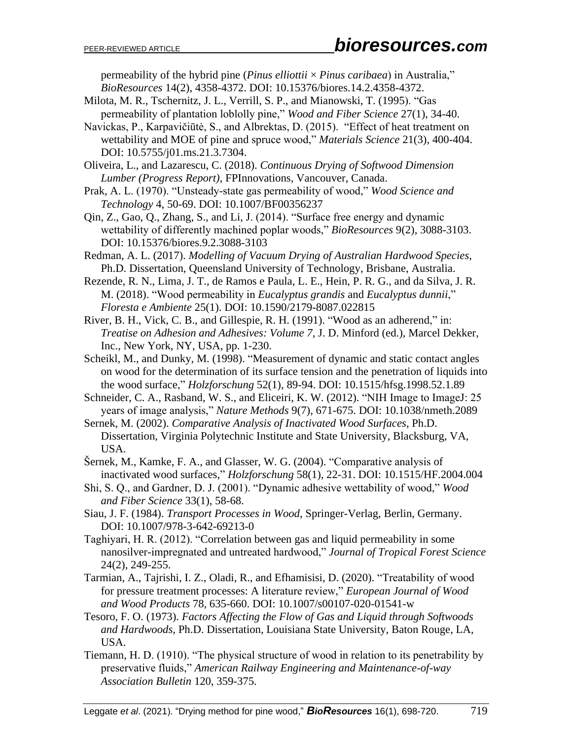permeability of the hybrid pine (*Pinus elliottii* × *Pinus caribaea*) in Australia," *BioResources* 14(2), 4358-4372. DOI: 10.15376/biores.14.2.4358-4372.

Milota, M. R., Tschernitz, J. L., Verrill, S. P., and Mianowski, T. (1995). "Gas permeability of plantation loblolly pine," *Wood and Fiber Science* 27(1), 34-40.

Navickas, P., Karpavičiūtė, S., and Albrektas, D. (2015). "Effect of heat treatment on wettability and MOE of pine and spruce wood," *Materials Science* 21(3), 400-404. DOI: 10.5755/j01.ms.21.3.7304.

Oliveira, L., and Lazarescu, C. (2018). *Continuous Drying of Softwood Dimension Lumber (Progress Report)*, FPInnovations, Vancouver, Canada.

Prak, A. L. (1970). "Unsteady-state gas permeability of wood," *Wood Science and Technology* 4, 50-69. DOI: 10.1007/BF00356237

Qin, Z., Gao, Q., Zhang, S., and Li, J. (2014). "Surface free energy and dynamic wettability of differently machined poplar woods," *BioResources* 9(2), 3088-3103. DOI: 10.15376/biores.9.2.3088-3103

Redman, A. L. (2017). *Modelling of Vacuum Drying of Australian Hardwood Species*, Ph.D. Dissertation, Queensland University of Technology, Brisbane, Australia.

Rezende, R. N., Lima, J. T., de Ramos e Paula, L. E., Hein, P. R. G., and da Silva, J. R. M. (2018). "Wood permeability in *Eucalyptus grandis* and *Eucalyptus dunnii*," *Floresta e Ambiente* 25(1). DOI: 10.1590/2179-8087.022815

River, B. H., Vick, C. B., and Gillespie, R. H. (1991). "Wood as an adherend," in: *Treatise on Adhesion and Adhesives: Volume 7*, J. D. Minford (ed.), Marcel Dekker, Inc., New York, NY, USA, pp. 1-230.

Scheikl, M., and Dunky, M. (1998). "Measurement of dynamic and static contact angles on wood for the determination of its surface tension and the penetration of liquids into the wood surface," *Holzforschung* 52(1), 89-94. DOI: 10.1515/hfsg.1998.52.1.89

Schneider, C. A., Rasband, W. S., and Eliceiri, K. W. (2012). "NIH Image to ImageJ: 25 years of image analysis," *Nature Methods* 9(7), 671-675. DOI: 10.1038/nmeth.2089

Sernek, M. (2002). *Comparative Analysis of Inactivated Wood Surfaces*, Ph.D. Dissertation, Virginia Polytechnic Institute and State University, Blacksburg, VA, USA.

Šernek, M., Kamke, F. A., and Glasser, W. G. (2004). "Comparative analysis of inactivated wood surfaces," *Holzforschung* 58(1), 22-31. DOI: 10.1515/HF.2004.004

Shi, S. Q., and Gardner, D. J. (2001). "Dynamic adhesive wettability of wood," *Wood and Fiber Science* 33(1), 58-68.

Siau, J. F. (1984). *Transport Processes in Wood*, Springer-Verlag, Berlin, Germany. DOI: 10.1007/978-3-642-69213-0

Taghiyari, H. R. (2012). "Correlation between gas and liquid permeability in some nanosilver-impregnated and untreated hardwood," *Journal of Tropical Forest Science* 24(2), 249-255.

Tarmian, A., Tajrishi, I. Z., Oladi, R., and Efhamisisi, D. (2020). "Treatability of wood for pressure treatment processes: A literature review," *European Journal of Wood and Wood Products* 78, 635-660. DOI: 10.1007/s00107-020-01541-w

Tesoro, F. O. (1973). *Factors Affecting the Flow of Gas and Liquid through Softwoods and Hardwoods*, Ph.D. Dissertation, Louisiana State University, Baton Rouge, LA, USA.

Tiemann, H. D. (1910). "The physical structure of wood in relation to its penetrability by preservative fluids," *American Railway Engineering and Maintenance-of-way Association Bulletin* 120, 359-375.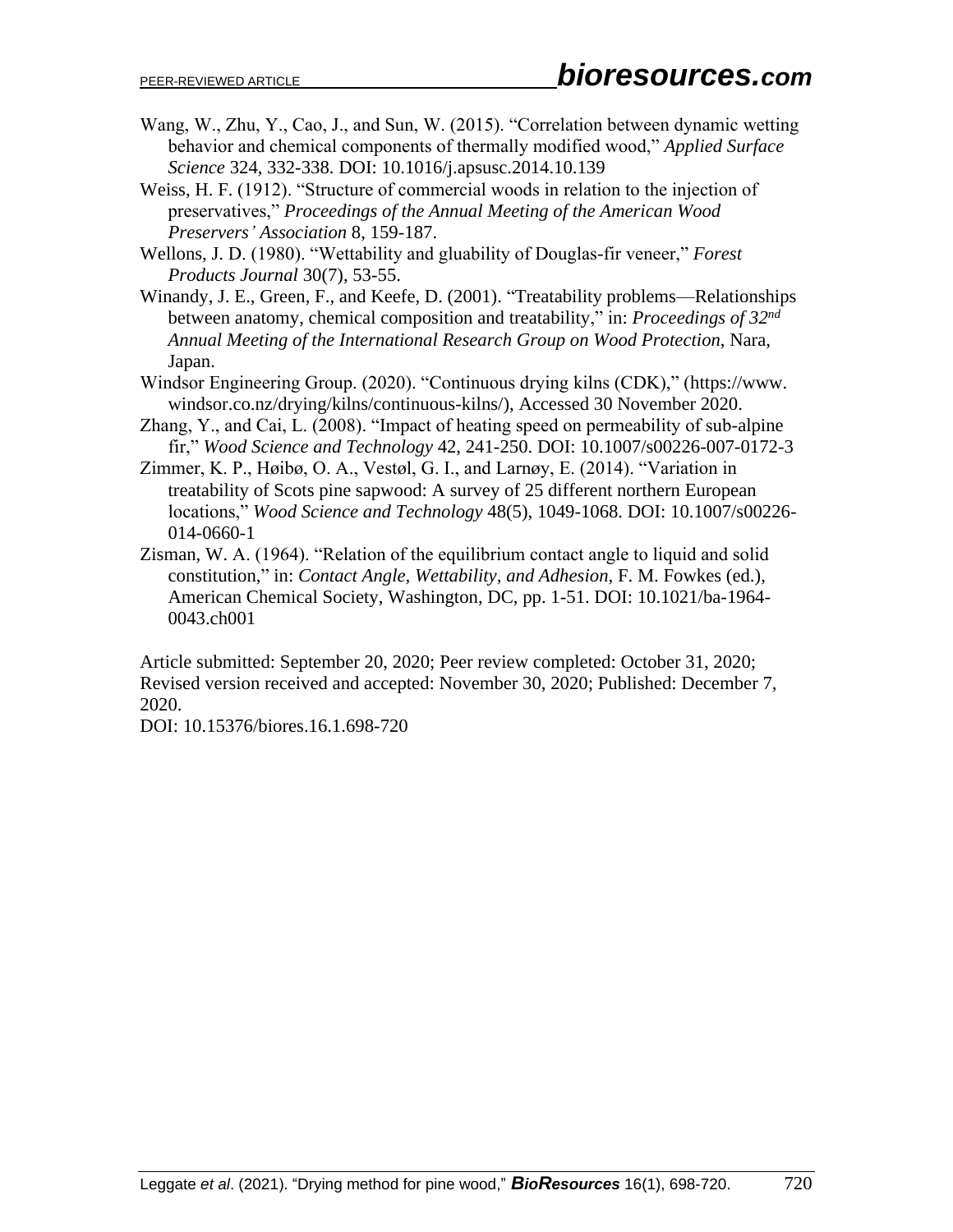Wang, W., Zhu, Y., Cao, J., and Sun, W. (2015). "Correlation between dynamic wetting behavior and chemical components of thermally modified wood," *Applied Surface Science* 324, 332-338. DOI: 10.1016/j.apsusc.2014.10.139

Weiss, H. F. (1912). "Structure of commercial woods in relation to the injection of preservatives," *Proceedings of the Annual Meeting of the American Wood Preservers' Association* 8, 159-187.

Wellons, J. D. (1980). "Wettability and gluability of Douglas-fir veneer," *Forest Products Journal* 30(7), 53-55.

Winandy, J. E., Green, F., and Keefe, D. (2001). "Treatability problems—Relationships between anatomy, chemical composition and treatability," in: *Proceedings of 32nd Annual Meeting of the International Research Group on Wood Protection*, Nara, Japan.

Windsor Engineering Group. (2020). "Continuous drying kilns (CDK)," (https://www.windsor.co.nz/drying/kilns/continuous-kilns/), Accessed 30 November 2020.

Zhang, Y., and Cai, L. (2008). "Impact of heating speed on permeability of sub-alpine fir," *Wood Science and Technology* 42, 241-250. DOI: 10.1007/s00226-007-0172-3

Zimmer, K. P., Høibø, O. A., Vestøl, G. I., and Larnøy, E. (2014). "Variation in treatability of Scots pine sapwood: A survey of 25 different northern European locations," *Wood Science and Technology* 48(5), 1049-1068. DOI: 10.1007/s00226-014-0660-1

Zisman, W. A. (1964). "Relation of the equilibrium contact angle to liquid and solid constitution," in: *Contact Angle, Wettability, and Adhesion*, F. M. Fowkes (ed.), American Chemical Society, Washington, DC, pp. 1-51. DOI: 10.1021/ba-1964-0043.ch001

Article submitted: September 20, 2020; Peer review completed: October 31, 2020; Revised version received and accepted: November 30, 2020; Published: December 7, 2020.

DOI: 10.15376/biores.16.1.698-720